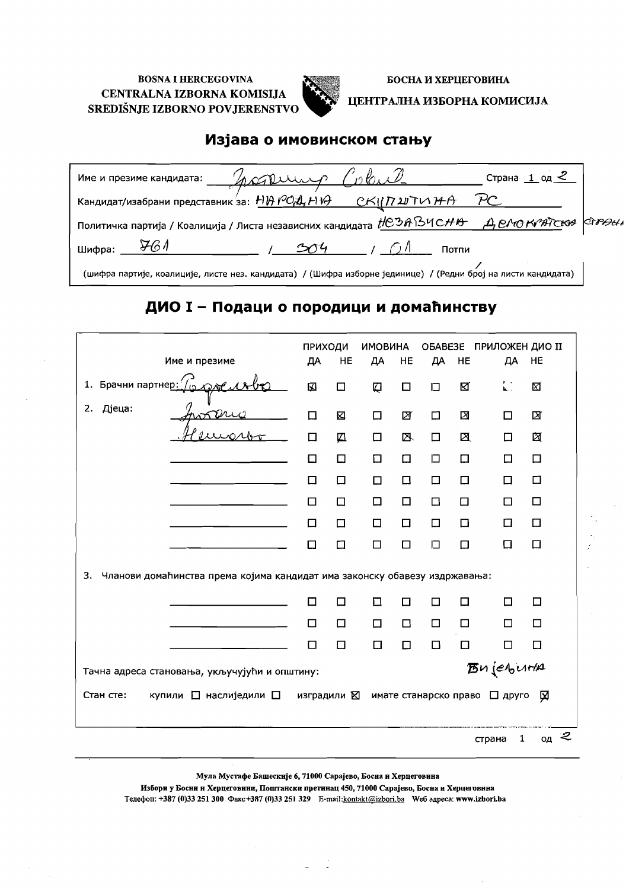BOSNA I HERCEGOVINA
CENTRALNA IZBORNA KOMISIJA
SREDIŠNJE IZBORNO POVJERENSTVO

БОСНА И ХЕРЦЕГОВИНА
ЦЕНТРАЛНА ИЗБОРНА КОМИСИЈА

# Изјава о имовинском стању

Име и презиме кандидата: Драгомир Сокић Страна 1 од 2

Кандидат/изабрани представник за: НАРОДНА СКУПШТИНА РС

Политичка партија / Коалиција / Листа независних кандидата НЕЗАВИСНА ДЕМОКРАТСКА СТРАНА

Шифра: 761 / 304 / 01 Потпи

(шифра партије, коалиције, листе нез. кандидата) / (Шифра изборне јединице) / (Редни број на листи кандидата)

## ДИО I – Подаци о породици и домаћинству

| Име и презиме | ПРИХОДИ ДА | ПРИХОДИ НЕ | ИМОВИНА ДА | ИМОВИНА НЕ | ОБАВЕЗЕ ДА | ОБАВЕЗЕ НЕ | ПРИЛОЖЕН ДИО II ДА | ПРИЛОЖЕН ДИО II НЕ |
|---|---|---|---|---|---|---|---|---|
| 1. Брачни партнер: Богдана | ☒ | ☐ | ☒ | ☐ | ☐ | ☒ | ☐ | ☒ |
| 2. Дјеца: Јована | ☐ | ☒ | ☐ | ☒ | ☐ | ☒ | ☐ | ☒ |
| Немања | ☐ | ☒ | ☐ | ☒ | ☐ | ☒ | ☐ | ☒ |
| | ☐ | ☐ | ☐ | ☐ | ☐ | ☐ | ☐ | ☐ |
| | ☐ | ☐ | ☐ | ☐ | ☐ | ☐ | ☐ | ☐ |
| | ☐ | ☐ | ☐ | ☐ | ☐ | ☐ | ☐ | ☐ |
| | ☐ | ☐ | ☐ | ☐ | ☐ | ☐ | ☐ | ☐ |
| | ☐ | ☐ | ☐ | ☐ | ☐ | ☐ | ☐ | ☐ |
| 3. Чланови домаћинства према којима кандидат има законску обавезу издржавања: | | | | | | | | |
| | ☐ | ☐ | ☐ | ☐ | ☐ | ☐ | ☐ | ☐ |
| | ☐ | ☐ | ☐ | ☐ | ☐ | ☐ | ☐ | ☐ |
| | ☐ | ☐ | ☐ | ☐ | ☐ | ☐ | ☐ | ☐ |

Тачна адреса становања, укључујући и општину: Бијељина

Стан сте: купили ☐ наслиједили ☐ изградили ☒ имате станарско право ☐ друго ☒

Мула Мустафе Башескије 6, 71000 Сарајево, Босна и Херцеговина
Избори у Босни и Херцеговини, Поштански претинац 450, 71000 Сарајево, Босна и Херцеговина
Телефон: +387 (0)33 251 300 Факс+387 (0)33 251 329 E-mail:kontakt@izbori.ba Web адреса: www.izbori.ba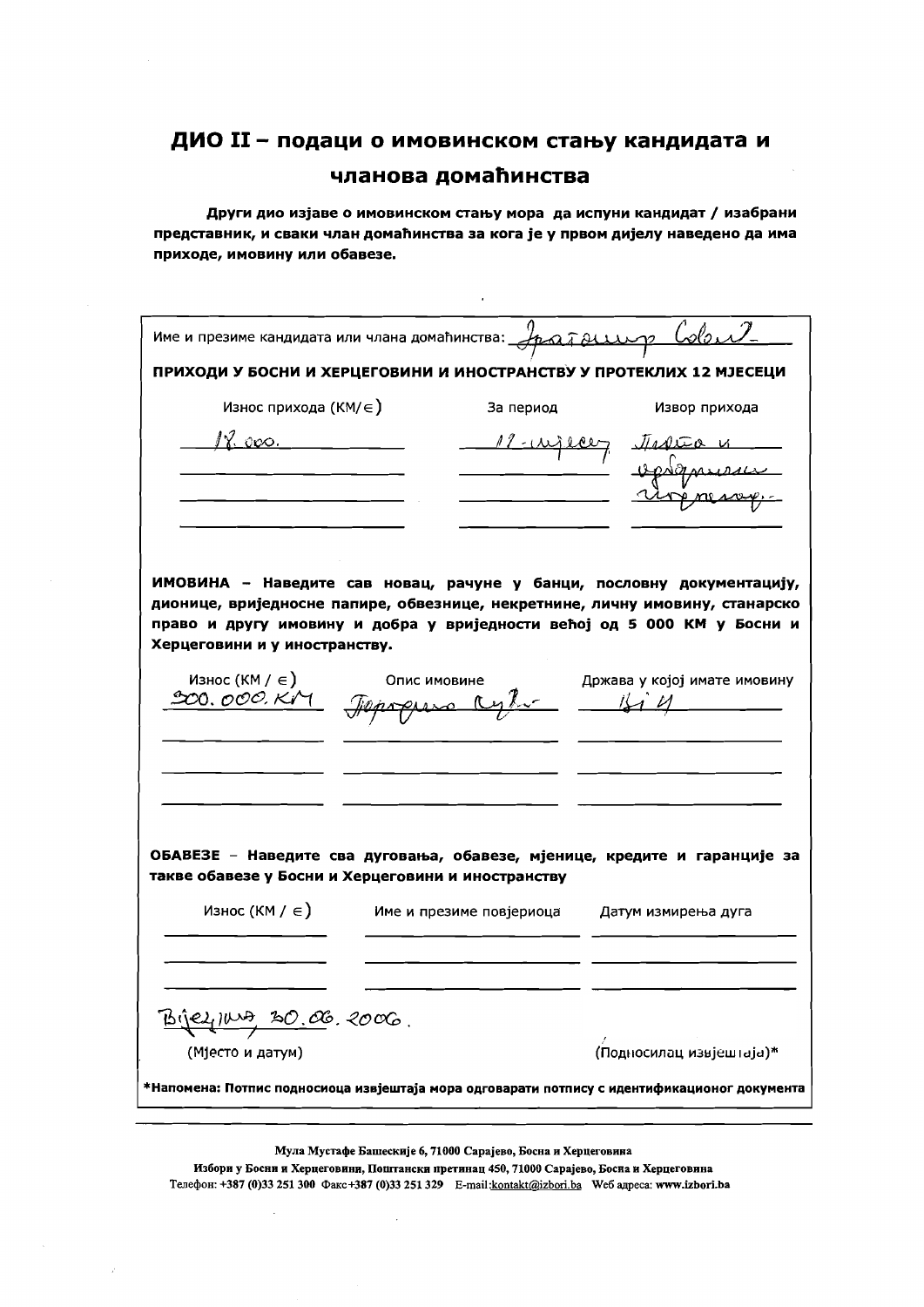# ДИО II – подаци о имовинском стању кандидата и чланова домаћинства

**Други дио изјаве о имовинском стању мора да испуни кандидат / изабрани представник, и сваки члан домаћинства за кога је у првом дијелу наведено да има приходе, имовину или обавезе.**

Име и презиме кандидата или члана домаћинства: Драгомир Цвијић

**ПРИХОДИ У БОСНИ И ХЕРЦЕГОВИНИ И ИНОСТРАНСТВУ У ПРОТЕКЛИХ 12 МЈЕСЕЦИ**

| Износ прихода (КМ/€) | За период | Извор прихода |
|---|---|---|
| 18.000. | 12 мјесеци | Плата и одборнички хонорар |

**ИМОВИНА – Наведите сав новац, рачуне у банци, пословну документацију, дионице, вриједносне папире, обвезнице, некретнине, личну имовину, станарско право и другу имовину и добра у вриједности већој од 5 000 КМ у Босни и Херцеговини и у иностранству.**

| Износ (КМ / €) | Опис имовине | Држава у којој имате имовину |
|---|---|---|
| 300.000.КМ | Породична кућа | БиХ |

**ОБАВЕЗЕ** – **Наведите сва дуговања, обавезе, мјенице, кредите и гаранције за такве обавезе у Босни и Херцеговини и иностранству**

| Износ (КМ / €) | Име и презиме повјериоца | Датум измирења дуга |
|---|---|---|
| | | |

Бијељина, 30.06.2006.

(Мјесто и датум)

(Подносилац извјештаја)*

***Напомена: Потпис подносиоца извјештаја мора одговарати потпису с идентификационог документа**

Мула Мустафе Башескије 6, 71000 Сарајево, Босна и Херцеговина
Избори у Босни и Херцеговини, Поштански претинац 450, 71000 Сарајево, Босна и Херцеговина
Телефон: +387 (0)33 251 300 Факс +387 (0)33 251 329 E-mail: kontakt@izbori.ba Веб адреса: www.izbori.ba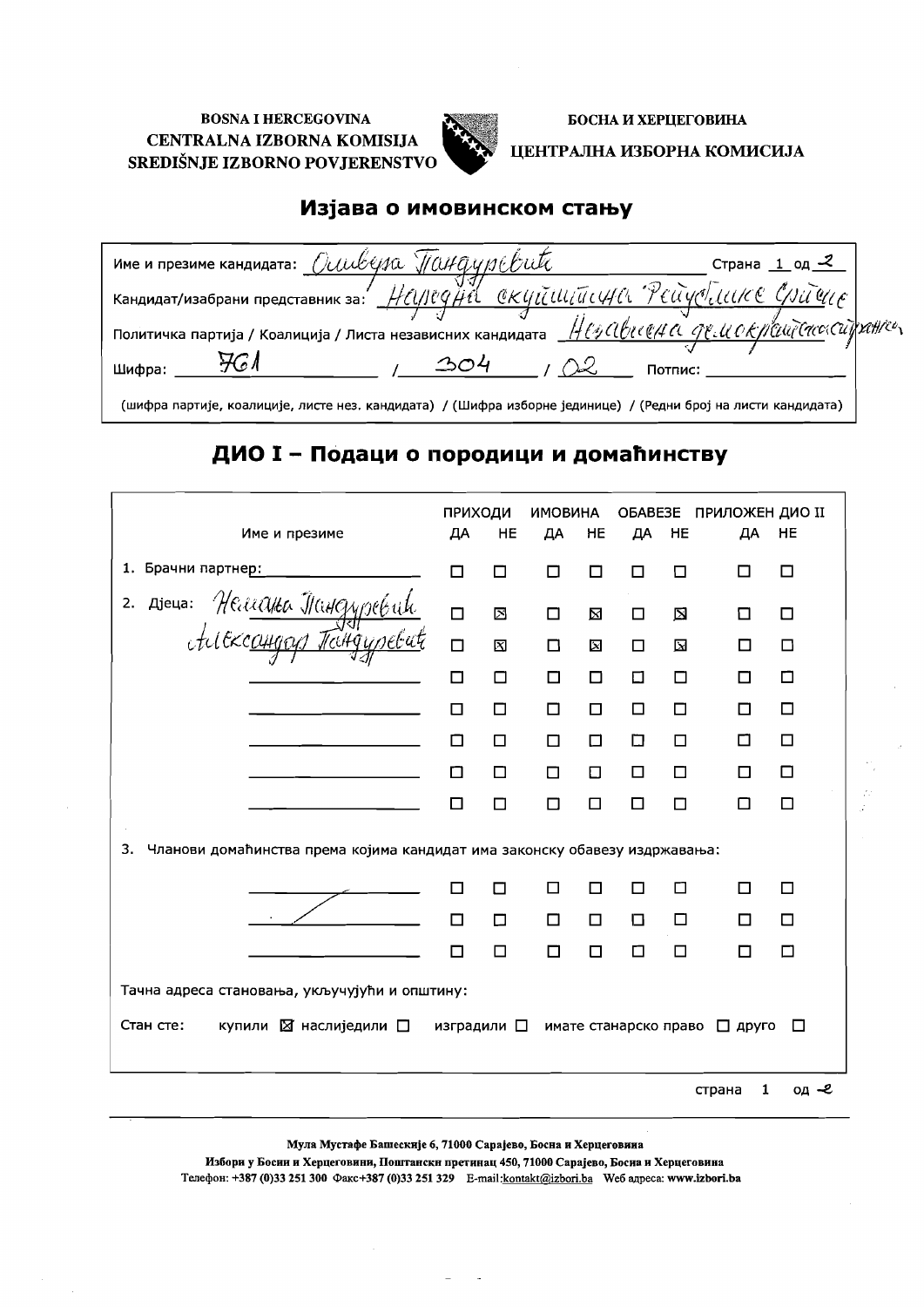BOSNA I HERCEGOVINA
CENTRALNA IZBORNA KOMISIJA
SREDIŠNJE IZBORNO POVJERENSTVO

БОСНА И ХЕРЦЕГОВИНА
ЦЕНТРАЛНА ИЗБОРНА КОМИСИЈА

## Изјава о имовинском стању

Име и презиме кандидата: Оливера Пандуревић Страна 1 од 2

Кандидат/изабрани представник за: Народна скупштина Републике Српске

Политичка партија / Коалиција / Листа независних кандидата: Независна демократска странка

Шифра: 761 / 304 / 02 Потпис: ______

(шифра партије, коалиције, листе нез. кандидата) / (Шифра изборне јединице) / (Редни број на листи кандидата)

## ДИО I – Подаци о породици и домаћинству

| Име и презиме | ПРИХОДИ ДА | ПРИХОДИ НЕ | ИМОВИНА ДА | ИМОВИНА НЕ | ОБАВЕЗЕ ДА | ОБАВЕЗЕ НЕ | ПРИЛОЖЕН ДИО II ДА | ПРИЛОЖЕН ДИО II НЕ |
|---|---|---|---|---|---|---|---|---|
| 1. Брачни партнер: | ☐ | ☐ | ☐ | ☐ | ☐ | ☐ | ☐ | ☐ |
| 2. Дјеца: Немања Пандуревић | ☐ | ☒ | ☐ | ☒ | ☐ | ☒ | ☐ | ☐ |
| Александар Пандуревић | ☐ | ☒ | ☐ | ☒ | ☐ | ☒ | ☐ | ☐ |
| | ☐ | ☐ | ☐ | ☐ | ☐ | ☐ | ☐ | ☐ |
| | ☐ | ☐ | ☐ | ☐ | ☐ | ☐ | ☐ | ☐ |
| | ☐ | ☐ | ☐ | ☐ | ☐ | ☐ | ☐ | ☐ |
| | ☐ | ☐ | ☐ | ☐ | ☐ | ☐ | ☐ | ☐ |
| | ☐ | ☐ | ☐ | ☐ | ☐ | ☐ | ☐ | ☐ |
| 3. Чланови домаћинства према којима кандидат има законску обавезу издржавања: | | | | | | | | |
| | ☐ | ☐ | ☐ | ☐ | ☐ | ☐ | ☐ | ☐ |
| | ☐ | ☐ | ☐ | ☐ | ☐ | ☐ | ☐ | ☐ |
| | ☐ | ☐ | ☐ | ☐ | ☐ | ☐ | ☐ | ☐ |

Тачна адреса становања, укључујући и општину:

Стан сте: купили ☒ наслиједили ☐ изградили ☐ имате станарско право ☐ друго ☐

Мула Мустафе Башескије 6, 71000 Сарајево, Босна и Херцеговина
Избори у Босни и Херцеговини, Поштански претинац 450, 71000 Сарајево, Босна и Херцеговина
Телефон: +387 (0)33 251 300 Факс+387 (0)33 251 329 E-mail:kontakt@izbori.ba Web адреса: www.izbori.ba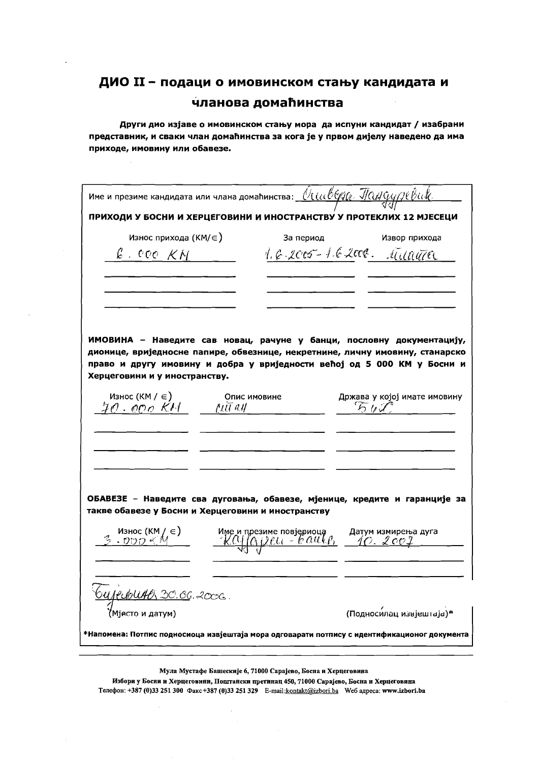# ДИО II – подаци о имовинском стању кандидата и чланова домаћинства

**Други дио изјаве о имовинском стању мора да испуни кандидат / изабрани представник, и сваки члан домаћинства за кога је у првом дијелу наведено да има приходе, имовину или обавезе.**

Име и презиме кандидата или члана домаћинства: Оливера Пандуревић

**ПРИХОДИ У БОСНИ И ХЕРЦЕГОВИНИ И ИНОСТРАНСТВУ У ПРОТЕКЛИХ 12 МЈЕСЕЦИ**

| Износ прихода (КМ/€) | За период | Извор прихода |
| --- | --- | --- |
| 6.000 КМ | 1.6.2005 - 1.6.2006. | плата |
| | | |
| | | |
| | | |

**ИМОВИНА – Наведите сав новац, рачуне у банци, пословну документацију, дионице, вриједносне папире, обвезнице, некретнине, личну имовину, станарско право и другу имовину и добра у вриједности већој од 5 000 КМ у Босни и Херцеговини и у иностранству.**

| Износ (КМ / €) | Опис имовине | Држава у којој имате имовину |
| --- | --- | --- |
| 70.000 КМ | стан | БиХ |
| | | |
| | | |
| | | |

**ОБАВЕЗЕ – Наведите сва дуговања, обавезе, мјенице, кредите и гаранције за такве обавезе у Босни и Херцеговини и иностранству**

| Износ (КМ / €) | Име и презиме повјериоца | Датум измирења дуга |
| --- | --- | --- |
| 3.000 КМ | Кафарели - банка | 10. 2007 |
| | | |
| | | |

Бијељина, 30.06.2006.

(Мјесто и датум)

(Подносилац извјештаја)*

***Напомена: Потпис подносиоца извјештаја мора одговарати потпису с идентификационог документа**

**Мула Мустафе Башеските 6, 71000 Сарајево, Босна и Херцеговина**
**Избори у Босни и Херцеговини, Поштански претинац 450, 71000 Сарајево, Босна и Херцеговина**
**Телефон: +387 (0)33 251 300 Факс +387 (0)33 251 329 E-mail: kontakt@izbori.ba Веб адреса: www.izbori.ba**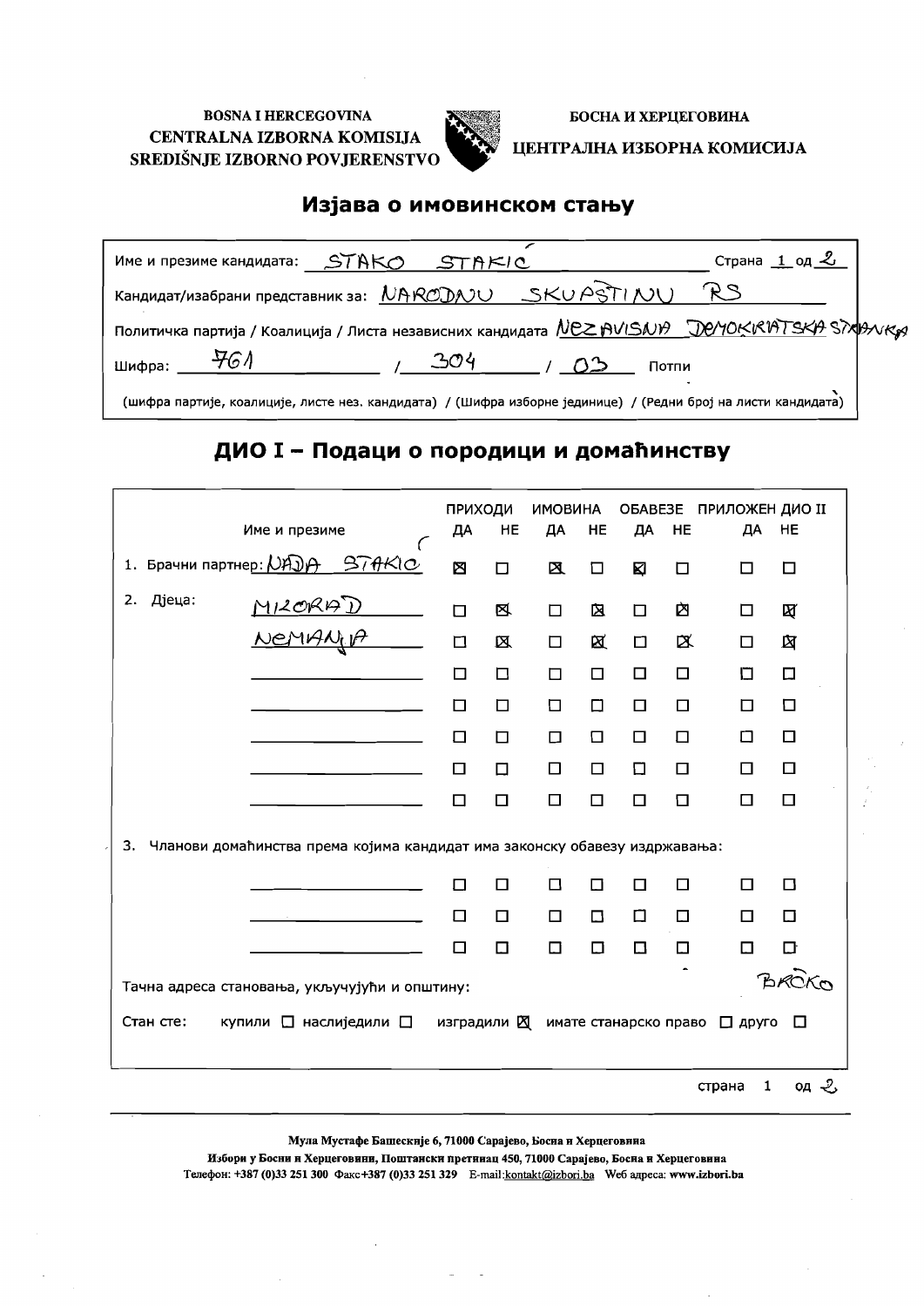BOSNA I HERCEGOVINA
CENTRALNA IZBORNA KOMISIJA
SREDIŠNJE IZBORNO POVJERENSTVO

БОСНА И ХЕРЦЕГОВИНА
ЦЕНТРАЛНА ИЗБОРНА КОМИСИЈА

## Изјава о имовинском стању

Име и презиме кандидата: STAKO STAKIĆ — Страна 1 од 2

Кандидат/изабрани представник за: NARODNU SKUPŠTINU RS

Политичка партија / Коалиција / Листа независних кандидата NEZAVISNA DEMOKRATSKA STRANKA

Шифра: 761 / 304 / 03 Потпи

(шифра партије, коалиције, листе нез. кандидата) / (Шифра изборне јединице) / (Редни број на листи кандидата)

## ДИО I – Подаци о породици и домаћинству

| Име и презиме | ПРИХОДИ ДА | ПРИХОДИ НЕ | ИМОВИНА ДА | ИМОВИНА НЕ | ОБАВЕЗЕ ДА | ОБАВЕЗЕ НЕ | ПРИЛОЖЕН ДИО II ДА | ПРИЛОЖЕН ДИО II НЕ |
|---|---|---|---|---|---|---|---|---|
| 1. Брачни партнер: NADA STAKIĆ | ☒ | ☐ | ☒ | ☐ | ☒ | ☐ | ☐ | ☐ |
| 2. Дјеца: MIRORAD | ☐ | ☒ | ☐ | ☒ | ☐ | ☒ | ☐ | ☒ |
| NEMANJA | ☐ | ☒ | ☐ | ☒ | ☐ | ☒ | ☐ | ☒ |
| | ☐ | ☐ | ☐ | ☐ | ☐ | ☐ | ☐ | ☐ |
| | ☐ | ☐ | ☐ | ☐ | ☐ | ☐ | ☐ | ☐ |
| | ☐ | ☐ | ☐ | ☐ | ☐ | ☐ | ☐ | ☐ |
| | ☐ | ☐ | ☐ | ☐ | ☐ | ☐ | ☐ | ☐ |
| | ☐ | ☐ | ☐ | ☐ | ☐ | ☐ | ☐ | ☐ |
| 3. Чланови домаћинства према којима кандидат има законску обавезу издржавања: | | | | | | | | |
| | ☐ | ☐ | ☐ | ☐ | ☐ | ☐ | ☐ | ☐ |
| | ☐ | ☐ | ☐ | ☐ | ☐ | ☐ | ☐ | ☐ |
| | ☐ | ☐ | ☐ | ☐ | ☐ | ☐ | ☐ | ☐ |

Тачна адреса становања, укључујући и општину: BRČKO

Стан сте: купили ☐ наслиједили ☐ изградили ☒ имате станарско право ☐ друго ☐

Мула Мустафе Башескије 6, 71000 Сарајево, Босна и Херцеговина
Избори у Босни и Херцеговини, Поштански претинац 450, 71000 Сарајево, Босна и Херцеговина
Телефон: +387 (0)33 251 300 Факс+387 (0)33 251 329 E-mail:kontakt@izbori.ba Web адреса: www.izbori.ba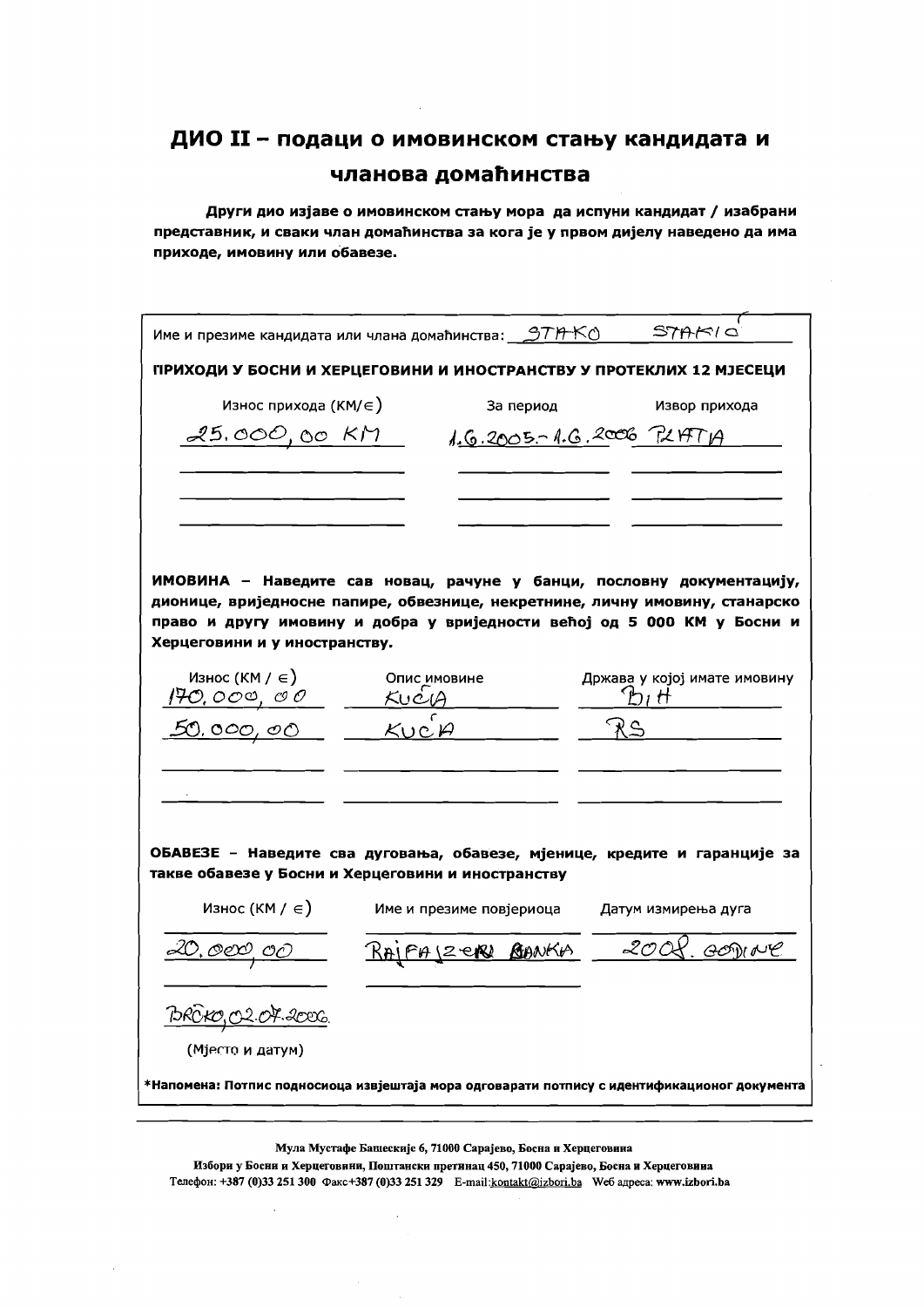# ДИО II – подаци о имовинском стању кандидата и члановa домаћинства

**Други дио изјаве о имовинском стању мора да испуни кандидат / изабрани представник, и сваки члан домаћинства за кога је у првом дијелу наведено да има приходе, имовину или обавезе.**

Име и презиме кандидата или члана домаћинства: STAKO STAKIĆ

**ПРИХОДИ У БОСНИ И ХЕРЦЕГОВИНИ И ИНОСТРАНСТВУ У ПРОТЕКЛИХ 12 МЈЕСЕЦИ**

| Износ прихода (КМ/€) | За период | Извор прихода |
|---|---|---|
| 25.000,00 KM | 1.6.2005.-1.6.2006 | PLATA |
| | | |
| | | |
| | | |

**ИМОВИНА – Наведите сав новац, рачуне у банци, пословну документацију, дионице, вриједносне папире, обвезнице, некретнине, личну имовину, станарско право и другу имовину и добра у вриједности већој од 5 000 КМ у Босни и Херцеговини и у иностранству.**

| Износ (КМ / €) | Опис имовине | Држава у којој имате имовину |
|---|---|---|
| 170.000,00 | KUĆA | BiH |
| 50.000,00 | KUĆA | RS |
| | | |
| | | |

**ОБАВЕЗЕ – Наведите сва дуговања, обавезе, мјенице, кредите и гаранције за такве обавезе у Босни и Херцеговини и иностранству**

| Износ (КМ / €) | Име и презиме повјериоца | Датум измирења дуга |
|---|---|---|
| 20.000,00 | RAIFAIZEN BANKA | 2008. GODINE |
| | | |

BRČKO, 02.07.2006.

(Мјесто и датум)

**\*Напомена: Потпис подносиоца извјештаја мора одговарати потпису с идентификационог документа**

**Мула Мустафе Башескије 6, 71000 Сарајево, Босна и Херцеговина**
**Избори у Босни и Херцеговини, Поштански претинац 450, 71000 Сарајево, Босна и Херцеговина**
**Телефон: +387 (0)33 251 300 Факс+387 (0)33 251 329 E-mail:kontakt@izbori.ba Веб адреса: www.izbori.ba**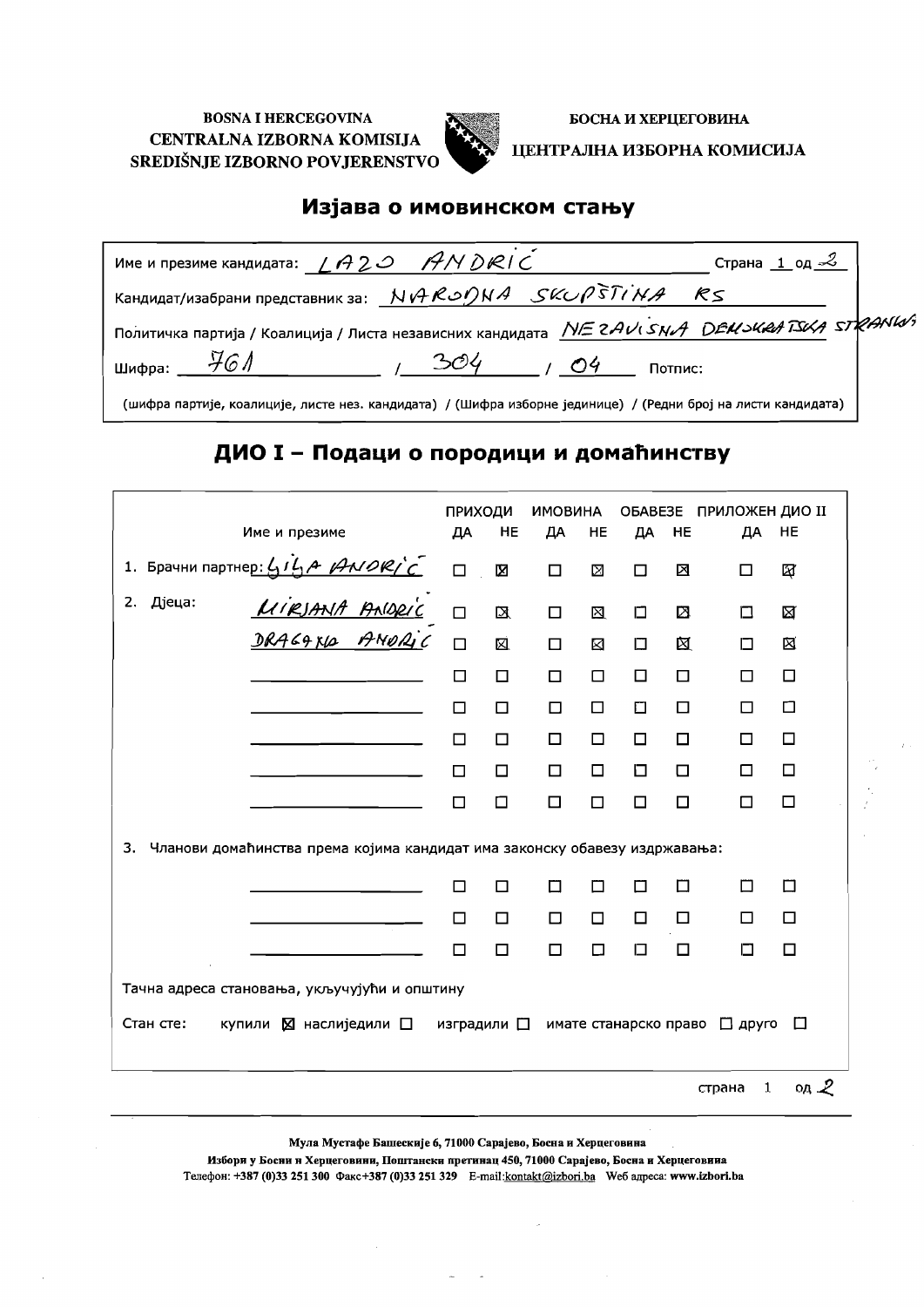BOSNA I HERCEGOVINA
CENTRALNA IZBORNA KOMISIJA
SREDIŠNJE IZBORNO POVJERENSTVO

БОСНА И ХЕРЦЕГОВИНА
ЦЕНТРАЛНА ИЗБОРНА КОМИСИЈА

# Изјава о имовинском стању

Име и презиме кандидата: LAZO ANDRIĆ — Страна 1 од 2

Кандидат/изабрани представник за: NARODNA SKUPŠTINA RS

Политичка партија / Коалиција / Листа независних кандидата: NEZAVISNA DEMOKRATSKA STRANKA

Шифра: 761 / 304 / 04 — Потпис:

(шифра партије, коалиције, листе нез. кандидата) / (Шифра изборне јединице) / (Редни број на листи кандидата)

## ДИО I – Подаци о породици и домаћинству

| Име и презиме | ПРИХОДИ ДА | ПРИХОДИ НЕ | ИМОВИНА ДА | ИМОВИНА НЕ | ОБАВЕЗЕ ДА | ОБАВЕЗЕ НЕ | ПРИЛОЖЕН ДИО II ДА | ПРИЛОЖЕН ДИО II НЕ |
|---|---|---|---|---|---|---|---|---|
| 1. Брачни партнер: LJILJA ANDRIĆ | ☐ | ☒ | ☐ | ☒ | ☐ | ☒ | ☐ | ☒ |
| 2. Дјеца: MIRJANA ANDRIĆ | ☐ | ☒ | ☐ | ☒ | ☐ | ☒ | ☐ | ☒ |
| DRAGANA ANDRIĆ | ☐ | ☒ | ☐ | ☒ | ☐ | ☒ | ☐ | ☒ |
| | ☐ | ☐ | ☐ | ☐ | ☐ | ☐ | ☐ | ☐ |
| | ☐ | ☐ | ☐ | ☐ | ☐ | ☐ | ☐ | ☐ |
| | ☐ | ☐ | ☐ | ☐ | ☐ | ☐ | ☐ | ☐ |
| | ☐ | ☐ | ☐ | ☐ | ☐ | ☐ | ☐ | ☐ |
| | ☐ | ☐ | ☐ | ☐ | ☐ | ☐ | ☐ | ☐ |
| 3. Чланови домаћинства према којима кандидат има законску обавезу издржавања: | | | | | | | | |
| | ☐ | ☐ | ☐ | ☐ | ☐ | ☐ | ☐ | ☐ |
| | ☐ | ☐ | ☐ | ☐ | ☐ | ☐ | ☐ | ☐ |
| | ☐ | ☐ | ☐ | ☐ | ☐ | ☐ | ☐ | ☐ |

Тачна адреса становања, укључујући и општину

Стан сте: купили ☒ наслиједили ☐ изградили ☐ имате станарско право ☐ друго ☐

Мула Мустафе Башескије 6, 71000 Сарајево, Босна и Херцеговина
Избори у Босни и Херцеговини, Поштански претинац 450, 71000 Сарајево, Босна и Херцеговина
Телефон: +387 (0)33 251 300 Факс+387 (0)33 251 329 E-mail:kontakt@izbori.ba Web адреса: www.izbori.ba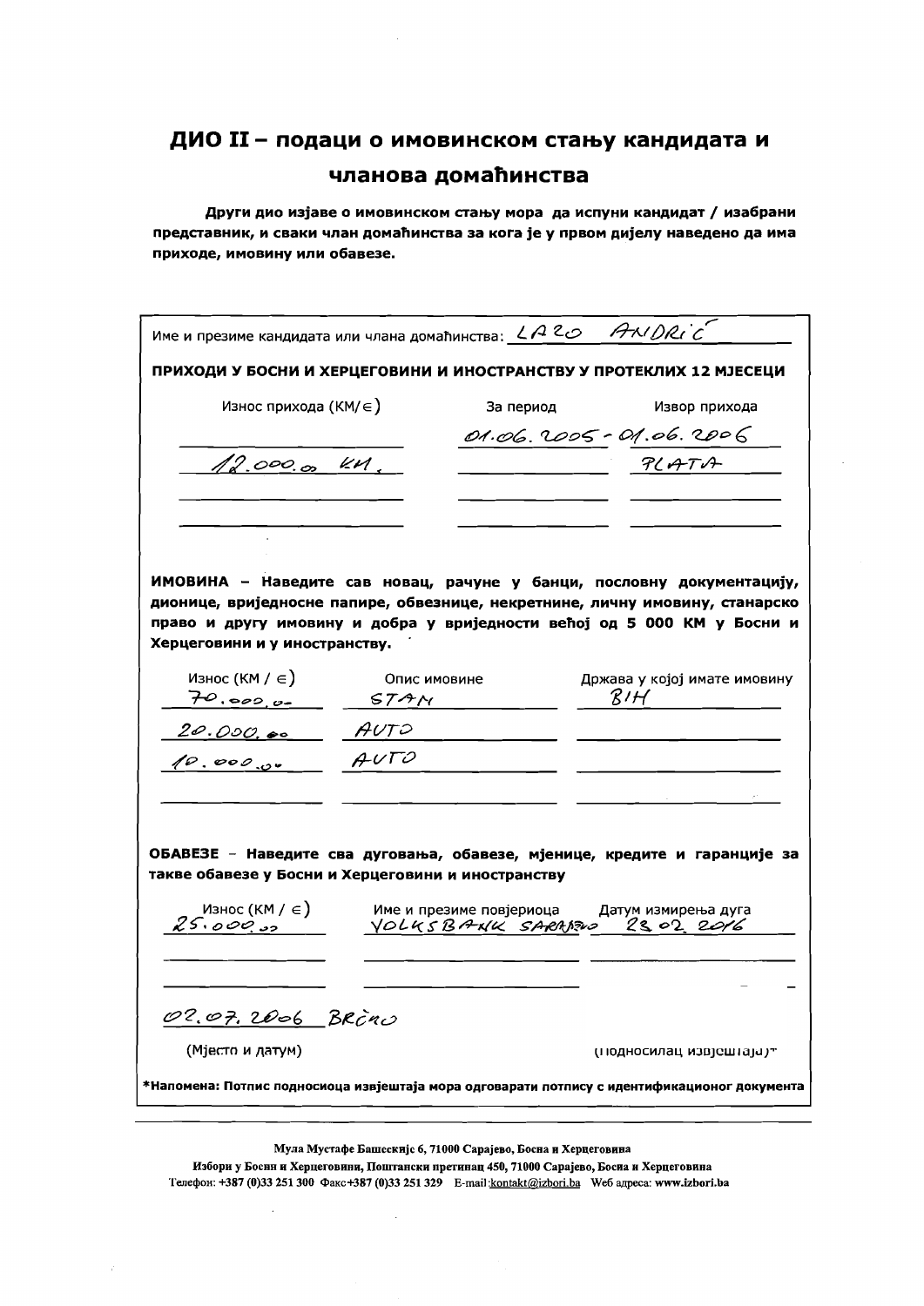## ДИО II – подаци о имовинском стању кандидата и члановa домаћинства

**Други дио изјаве о имовинском стању мора да испуни кандидат / изабрани представник, и сваки члан домаћинства за кога је у првом дијелу наведено да има приходе, имовину или обавезе.**

Име и презиме кандидата или члана домаћинства: ЛАЗО АНДРИЋ

**ПРИХОДИ У БОСНИ И ХЕРЦЕГОВИНИ И ИНОСТРАНСТВУ У ПРОТЕКЛИХ 12 МЈЕСЕЦИ**

| Износ прихода (КМ/€) | За период | Извор прихода |
|---|---|---|
| 12.000,00 КМ. | 01.06.2005 - 01.06.2006 | ПЛАТА |

**ИМОВИНА – Наведите сав новац, рачуне у банци, пословну документацију, дионице, вриједносне папире, обвезнице, некретнине, личну имовину, станарско право и другу имовину и добра у вриједности већој од 5 000 КМ у Босни и Херцеговини и у иностранству.**

| Износ (КМ / €) | Опис имовине | Држава у којој имате имовину |
|---|---|---|
| 70.000,00 | СТАН | БИХ |
| 20.000,00 | АУТО | |
| 10.000,00 | АУТО | |

**ОБАВЕЗЕ – Наведите сва дуговања, обавезе, мјенице, кредите и гаранције за такве обавезе у Босни и Херцеговини и иностранству**

| Износ (КМ / €) | Име и презиме повјериоца | Датум измирења дуга |
|---|---|---|
| 25.000,00 | VOLKSBANK SARAJEVO | 23.02.2016 |

02.07.2006 BRČKO

(Мјесто и датум) (Подносилац извјештаја)*

**\*Напомена: Потпис подносиоца извјештаја мора одговарати потпису с идентификационог документа**

Мула Мустафе Башескије 6, 71000 Сарајево, Босна и Херцеговина
Избори у Босни и Херцеговини, Поштански претинац 450, 71000 Сарајево, Босна и Херцеговина
Телефон: +387 (0)33 251 300 Факс+387 (0)33 251 329 E-mail:kontakt@izbori.ba Веб адреса: www.izbori.ba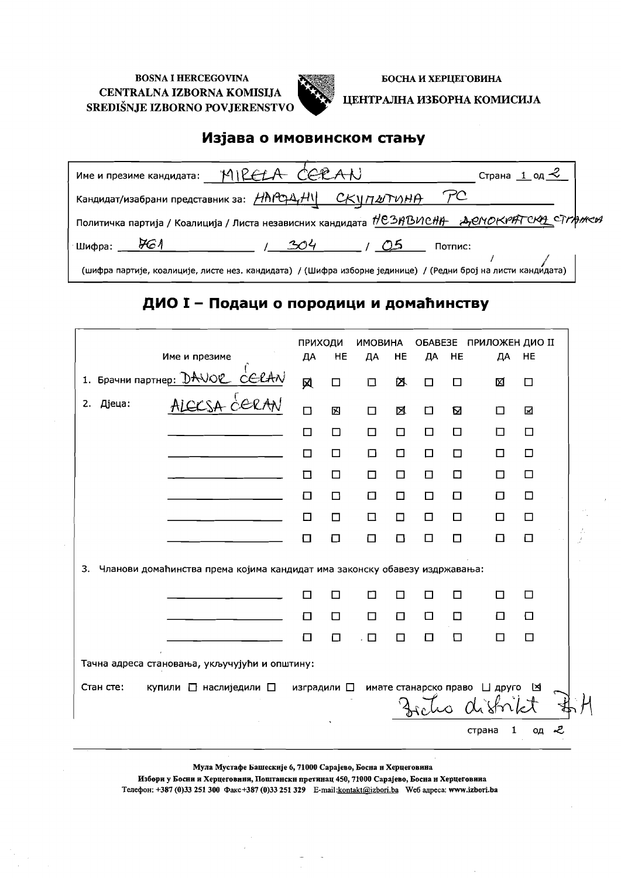BOSNA I HERCEGOVINA
CENTRALNA IZBORNA KOMISIJA
SREDIŠNJE IZBORNO POVJERENSTVO

БОСНА И ХЕРЦЕГОВИНА
ЦЕНТРАЛНА ИЗБОРНА КОМИСИЈА

# Изјава о имовинском стању

Име и презиме кандидата: MIRELA ĆERAN — Страна 1 од 2

Кандидат/изабрани представник за: НАРОДНУ СКУПШТИНА РС

Политичка партија / Коалиција / Листа независних кандидата НЕЗАВИСНА ДЕМОКРАТСКА СТРАНКА

Шифра: 761 / 304 / 05 Потпис:

(шифра партије, коалиције, листе нез. кандидата) / (Шифра изборне јединице) / (Редни број на листи кандидата)

## ДИО I – Подаци о породици и домаћинству

| Име и презиме | ПРИХОДИ ДА | ПРИХОДИ НЕ | ИМОВИНА ДА | ИМОВИНА НЕ | ОБАВЕЗЕ ДА | ОБАВЕЗЕ НЕ | ПРИЛОЖЕН ДИО II ДА | ПРИЛОЖЕН ДИО II НЕ |
|---|---|---|---|---|---|---|---|---|
| 1. Брачни партнер: DAVOR ĆERAN | ☒ | ☐ | ☐ | ☒ | ☐ | ☐ | ☒ | ☐ |
| 2. Дјеца: ALEKSA ĆERAN | ☐ | ☒ | ☐ | ☒ | ☐ | ☒ | ☐ | ☒ |
| | ☐ | ☐ | ☐ | ☐ | ☐ | ☐ | ☐ | ☐ |
| | ☐ | ☐ | ☐ | ☐ | ☐ | ☐ | ☐ | ☐ |
| | ☐ | ☐ | ☐ | ☐ | ☐ | ☐ | ☐ | ☐ |
| | ☐ | ☐ | ☐ | ☐ | ☐ | ☐ | ☐ | ☐ |
| | ☐ | ☐ | ☐ | ☐ | ☐ | ☐ | ☐ | ☐ |
| | ☐ | ☐ | ☐ | ☐ | ☐ | ☐ | ☐ | ☐ |

3. Чланови домаћинства према којима кандидат има законску обавезу издржавања:

| Име и презиме | ПРИХОДИ ДА | ПРИХОДИ НЕ | ИМОВИНА ДА | ИМОВИНА НЕ | ОБАВЕЗЕ ДА | ОБАВЕЗЕ НЕ | ПРИЛОЖЕН ДИО II ДА | ПРИЛОЖЕН ДИО II НЕ |
|---|---|---|---|---|---|---|---|---|
| | ☐ | ☐ | ☐ | ☐ | ☐ | ☐ | ☐ | ☐ |
| | ☐ | ☐ | ☐ | ☐ | ☐ | ☐ | ☐ | ☐ |
| | ☐ | ☐ | ☐ | ☐ | ☐ | ☐ | ☐ | ☐ |

Тачна адреса становања, укључујући и општину:

Стан сте: купили ☐ наслиједили ☐ изградили ☐ имате станарско право ☐ друго ☒

Brčko distrikt BiH

Мула Мустафе Башескије 6, 71000 Сарајево, Босна и Херцеговина
Избори у Босни и Херцеговини, Поштански претинац 450, 71000 Сарајево, Босна и Херцеговина
Телефон: +387 (0)33 251 300 Факс +387 (0)33 251 329 E-mail: kontakt@izbori.ba Web адреса: www.izbori.ba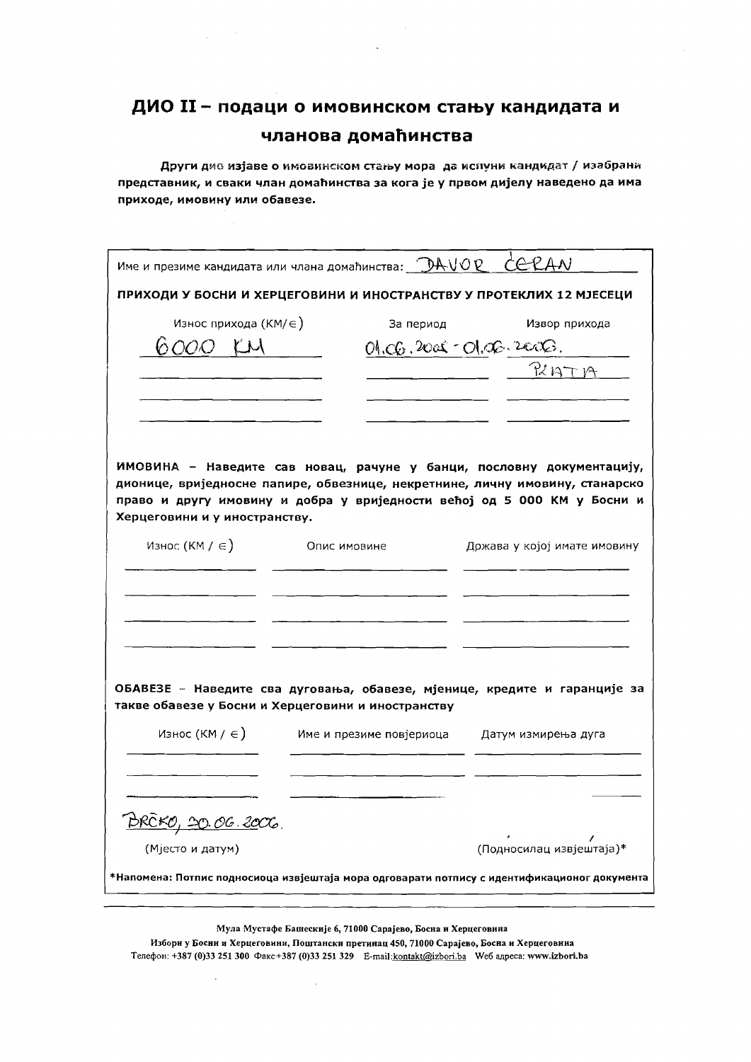# ДИО II – подаци о имовинском стању кандидата и чланова домаћинства

**Други дио изјаве о имовинском стању мора да испуни кандидат / изабрани представник, и сваки члан домаћинства за кога је у првом дијелу наведено да има приходе, имовину или обавезе.**

Име и презиме кандидата или члана домаћинства: DAVOR ČERAN

**ПРИХОДИ У БОСНИ И ХЕРЦЕГОВИНИ И ИНОСТРАНСТВУ У ПРОТЕКЛИХ 12 МЈЕСЕЦИ**

| Износ прихода (КМ/€) | За период | Извор прихода |
|---|---|---|
| 6000 KM | 01.06.2005 - 01.06.2006. | PLATA |
| | | |
| | | |
| | | |

**ИМОВИНА – Наведите сав новац, рачуне у банци, пословну документацију, дионице, вриједносне папире, обвезнице, некретнине, личну имовину, станарско право и другу имовину и добра у вриједности већој од 5 000 КМ у Босни и Херцеговини и у иностранству.**

| Износ (КМ / €) | Опис имовине | Држава у којој имате имовину |
|---|---|---|
| | | |
| | | |
| | | |
| | | |

**ОБАВЕЗЕ – Наведите сва дуговања, обавезе, мјенице, кредите и гаранције за такве обавезе у Босни и Херцеговини и иностранству**

| Износ (КМ / €) | Име и презиме повјериоца | Датум измирења дуга |
|---|---|---|
| | | |
| | | |
| | | |

BRČKO, 30.06.2006.

(Мјесто и датум)

(Подносилац извјештаја)*

**\*Напомена: Потпис подносиоца извјештаја мора одговарати потпису с идентификационог документа**

Мула Мустафе Башескије 6, 71000 Сарајево, Босна и Херцеговина
Избори у Босни и Херцеговини, Поштански претинац 450, 71000 Сарајево, Босна и Херцеговина
Телефон: +387 (0)33 251 300 Факс+387 (0)33 251 329 E-mail:kontakt@izbori.ba Веб адреса: www.izbori.ba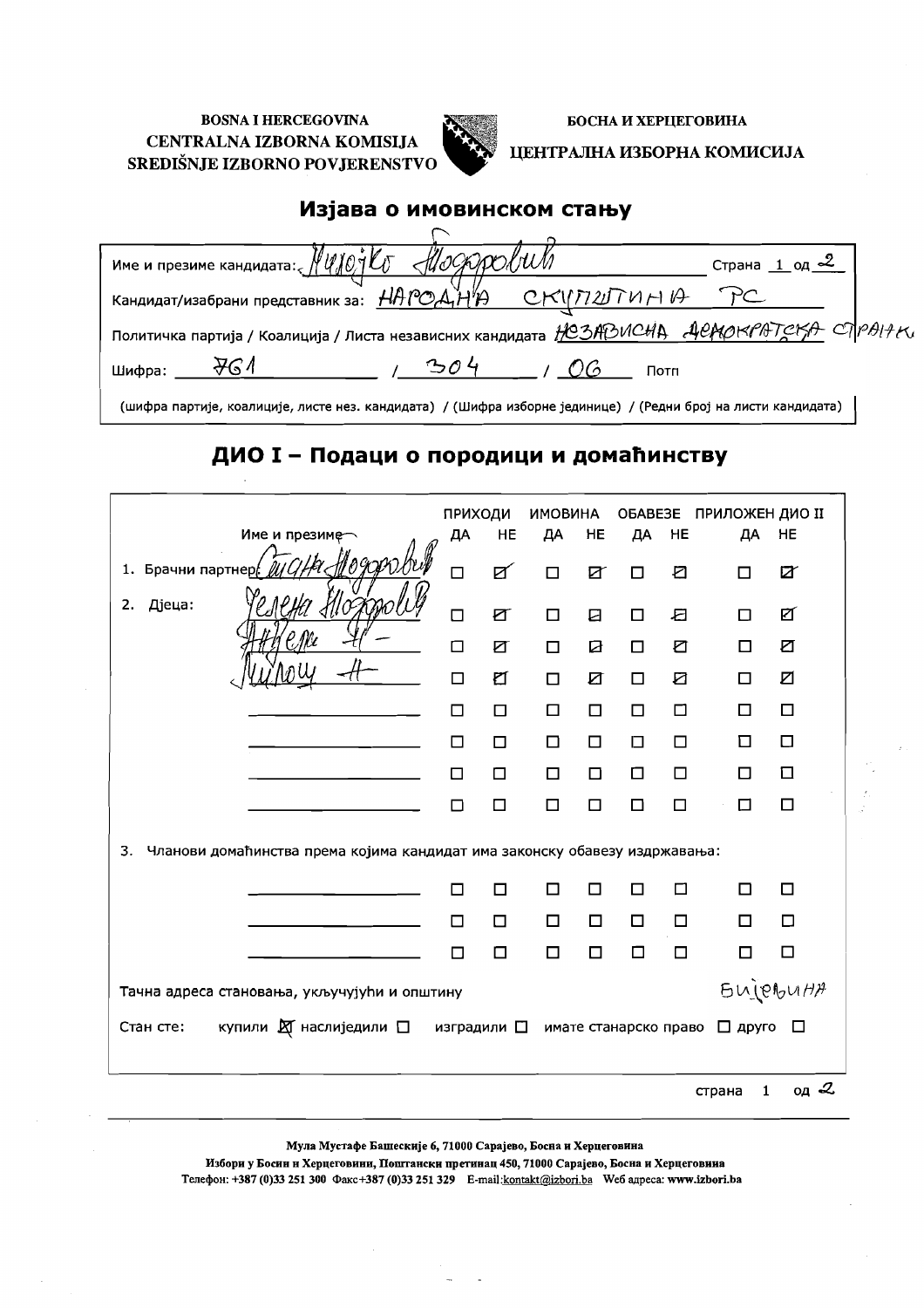BOSNA I HERCEGOVINA
CENTRALNA IZBORNA KOMISIJA
SREDIŠNJE IZBORNO POVJERENSTVO

БОСНА И ХЕРЦЕГОВИНА
ЦЕНТРАЛНА ИЗБОРНА КОМИСИЈА

# Изјава о имовинском стању

Име и презиме кандидата: Милојко Лоддровић — Страна 1 од 2

Кандидат/изабрани представник за: НАРОДНА СКУПШТИНА РС

Политичка партија / Коалиција / Листа независних кандидата: НЕЗАВИСНА ДЕМОКРАТСКА СТРАНКА

Шифра: 761 / 304 / 06 Потп

(шифра партије, коалиције, листе нез. кандидата) / (Шифра изборне јединице) / (Редни број на листи кандидата)

## ДИО I – Подаци о породици и домаћинству

| | Име и презиме | ПРИХОДИ ДА | ПРИХОДИ НЕ | ИМОВИНА ДА | ИМОВИНА НЕ | ОБАВЕЗЕ ДА | ОБАВЕЗЕ НЕ | ПРИЛОЖЕН ДИО II ДА | ПРИЛОЖЕН ДИО II НЕ |
|---|---|---|---|---|---|---|---|---|---|
| 1. Брачни партнер | Стана Лоддровић | ☐ | ☒ | ☐ | ☒ | ☐ | ☒ | ☐ | ☒ |
| 2. Дјеца: | Јелена Лоддровић | ☐ | ☒ | ☐ | ☒ | ☐ | ☒ | ☐ | ☒ |
| | Анђела -//- | ☐ | ☒ | ☐ | ☒ | ☐ | ☒ | ☐ | ☒ |
| | Милош -//- | ☐ | ☒ | ☐ | ☒ | ☐ | ☒ | ☐ | ☒ |
| | | ☐ | ☐ | ☐ | ☐ | ☐ | ☐ | ☐ | ☐ |
| | | ☐ | ☐ | ☐ | ☐ | ☐ | ☐ | ☐ | ☐ |
| | | ☐ | ☐ | ☐ | ☐ | ☐ | ☐ | ☐ | ☐ |
| | | ☐ | ☐ | ☐ | ☐ | ☐ | ☐ | ☐ | ☐ |
| 3. Чланови домаћинства према којима кандидат има законску обавезу издржавања: | | | | | | | | | |
| | | ☐ | ☐ | ☐ | ☐ | ☐ | ☐ | ☐ | ☐ |
| | | ☐ | ☐ | ☐ | ☐ | ☐ | ☐ | ☐ | ☐ |
| | | ☐ | ☐ | ☐ | ☐ | ☐ | ☐ | ☐ | ☐ |

Тачна адреса становања, укључујући и општину: БИЈЕЉИНА

Стан сте: купили ☒ наслиједили ☐ изградили ☐ имате станарско право ☐ друго ☐

Мула Мустафе Башескије 6, 71000 Сарајево, Босна и Херцеговина
Избори у Босни и Херцеговини, Поштански претинац 450, 71000 Сарајево, Босна и Херцеговина
Телефон: +387 (0)33 251 300 Факс+387 (0)33 251 329 E-mail: kontakt@izbori.ba Web адреса: www.izbori.ba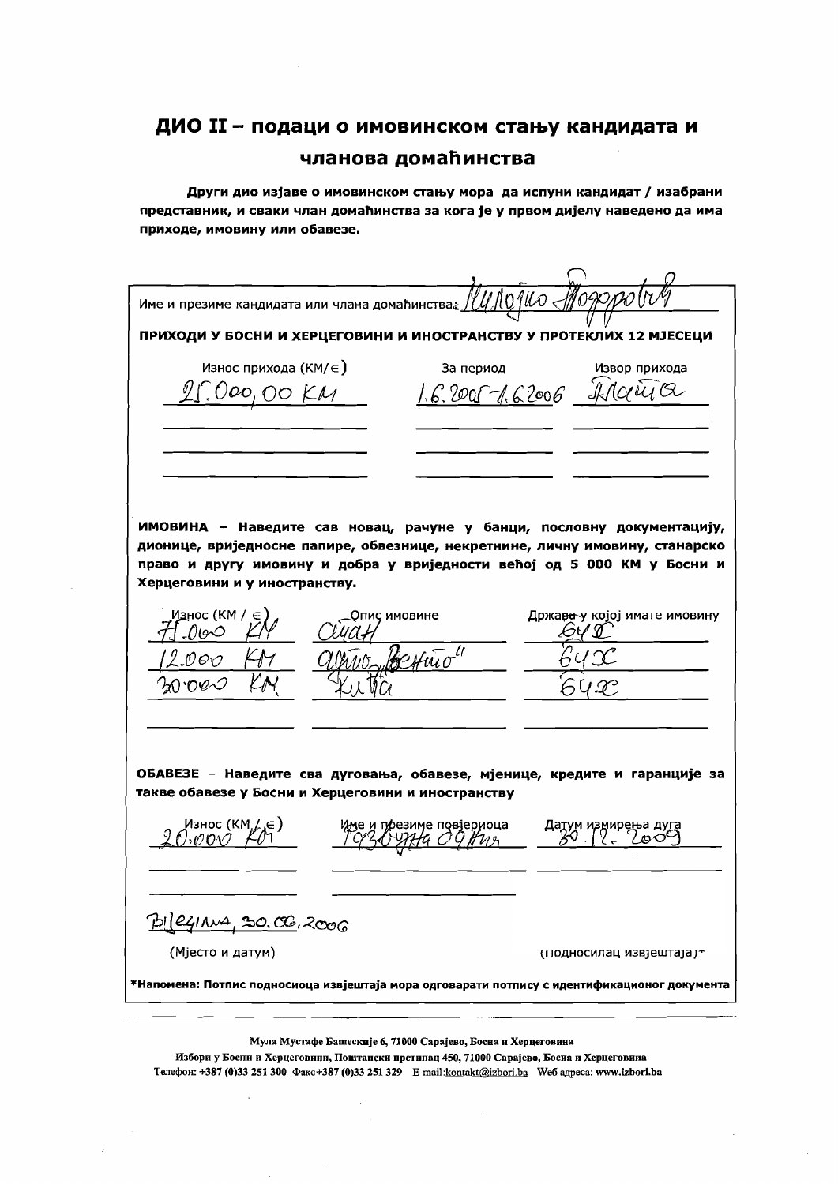# ДИО II – подаци о имовинском стању кандидата и чланова домаћинства

**Други дио изјаве о имовинском стању мора да испуни кандидат / изабрани представник, и сваки члан домаћинства за кога је у првом дијелу наведено да има приходе, имовину или обавезе.**

Име и презиме кандидата или члана домаћинства: Милојко Тодоровић

**ПРИХОДИ У БОСНИ И ХЕРЦЕГОВИНИ И ИНОСТРАНСТВУ У ПРОТЕКЛИХ 12 МЈЕСЕЦИ**

| Износ прихода (КМ/€) | За период | Извор прихода |
|---|---|---|
| 25.000,00 КМ | 1.6.2005-1.6.2006 | Плата |

**ИМОВИНА – Наведите сав новац, рачуне у банци, пословну документацију, дионице, вриједносне папире, обвезнице, некретнине, личну имовину, станарско право и другу имовину и добра у вриједности већој од 5 000 КМ у Босни и Херцеговини и у иностранству.**

| Износ (КМ / €) | Опис имовине | Држава у којој имате имовину |
|---|---|---|
| 71.000 КМ | Стан | БиХ |
| 12.000 КМ | аутомобил „Венто" | БиХ |
| 30.000 КМ | Кућа | БиХ |

**ОБАВЕЗЕ – Наведите сва дуговања, обавезе, мјенице, кредите и гаранције за такве обавезе у Босни и Херцеговини и иностранству**

| Износ (КМ / €) | Име и презиме повјериоца | Датум измирења дуга |
|---|---|---|
| 20.000 КМ | Позајмица од пријатеља | 30.12.2009 |

Бијељина, 30.06.2006

(Мјесто и датум) (Подносилац извјештаја)*

***Напомена: Потпис подносиоца извјештаја мора одговарати потпису с идентификационог документа**

Мула Мустафе Башескије 6, 71000 Сарајево, Босна и Херцеговина
Избори у Босни и Херцеговини, Поштански претинац 450, 71000 Сарајево, Босна и Херцеговина
Телефон: +387 (0)33 251 300 Факс+387 (0)33 251 329 E-mail:kontakt@izbori.ba Web адреса: www.izbori.ba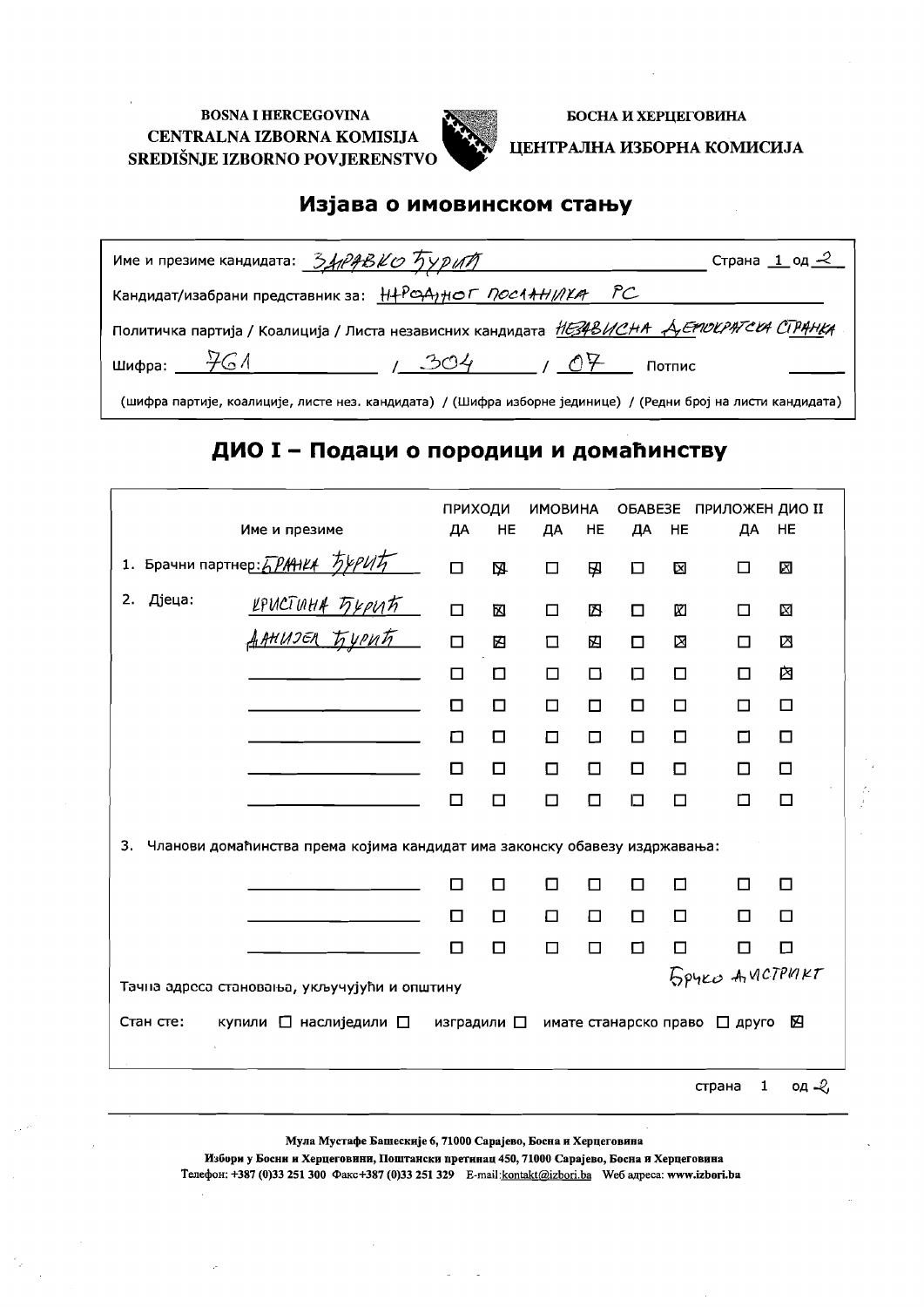BOSNA I HERCEGOVINA
CENTRALNA IZBORNA KOMISIJA
SREDIŠNJE IZBORNO POVJERENSTVO

БОСНА И ХЕРЦЕГОВИНА
ЦЕНТРАЛНА ИЗБОРНА КОМИСИЈА

## Изјава о имовинском стању

Име и презиме кандидата: ЗДРАВКО ЂУРИЋ — Страна 1 од 2

Кандидат/изабрани представник за: НАРОДНОГ ПОСЛАНИКА РС

Политичка партија / Коалиција / Листа независних кандидата: НЕЗАВИСНА ДЕМОКРАТСКА СТРАНКА

Шифра: 761 / 304 / 07 Потпис

(шифра партије, коалиције, листе нез. кандидата) / (Шифра изборне јединице) / (Редни број на листи кандидата)

## ДИО I – Подаци о породици и домаћинству

| Име и презиме | ПРИХОДИ ДА | ПРИХОДИ НЕ | ИМОВИНА ДА | ИМОВИНА НЕ | ОБАВЕЗЕ ДА | ОБАВЕЗЕ НЕ | ПРИЛОЖЕН ДИО II ДА | ПРИЛОЖЕН ДИО II НЕ |
|---|---|---|---|---|---|---|---|---|
| 1. Брачни партнер: БРАНКА ЂУРИЋ | ☐ | ☒ | ☐ | ☒ | ☐ | ☒ | ☐ | ☒ |
| 2. Дјеца: КРИСТИНА ЂУРИЋ | ☐ | ☒ | ☐ | ☒ | ☐ | ☒ | ☐ | ☒ |
| ДАНИЈЕЛ ЂУРИЋ | ☐ | ☒ | ☐ | ☒ | ☐ | ☒ | ☐ | ☒ |
| | ☐ | ☐ | ☐ | ☐ | ☐ | ☐ | ☐ | ☒ |
| | ☐ | ☐ | ☐ | ☐ | ☐ | ☐ | ☐ | ☐ |
| | ☐ | ☐ | ☐ | ☐ | ☐ | ☐ | ☐ | ☐ |
| | ☐ | ☐ | ☐ | ☐ | ☐ | ☐ | ☐ | ☐ |
| | ☐ | ☐ | ☐ | ☐ | ☐ | ☐ | ☐ | ☐ |
| 3. Чланови домаћинства према којима кандидат има законску обавезу издржавања: | | | | | | | | |
| | ☐ | ☐ | ☐ | ☐ | ☐ | ☐ | ☐ | ☐ |
| | ☐ | ☐ | ☐ | ☐ | ☐ | ☐ | ☐ | ☐ |
| | ☐ | ☐ | ☐ | ☐ | ☐ | ☐ | ☐ | ☐ |

Тачна адреса становања, укључујући и општину: БРЧКО ДИСТРИКТ

Стан сте: купили ☐ наслиједили ☐ изградили ☐ имате станарско право ☐ друго ☒

Мула Мустафе Башескије 6, 71000 Сарајево, Босна и Херцеговина
Избори у Босни и Херцеговини, Поштански претинац 450, 71000 Сарајево, Босна и Херцеговина
Телефон: +387 (0)33 251 300 Факс+387 (0)33 251 329 E-mail:kontakt@izbori.ba Веб адреса: www.izbori.ba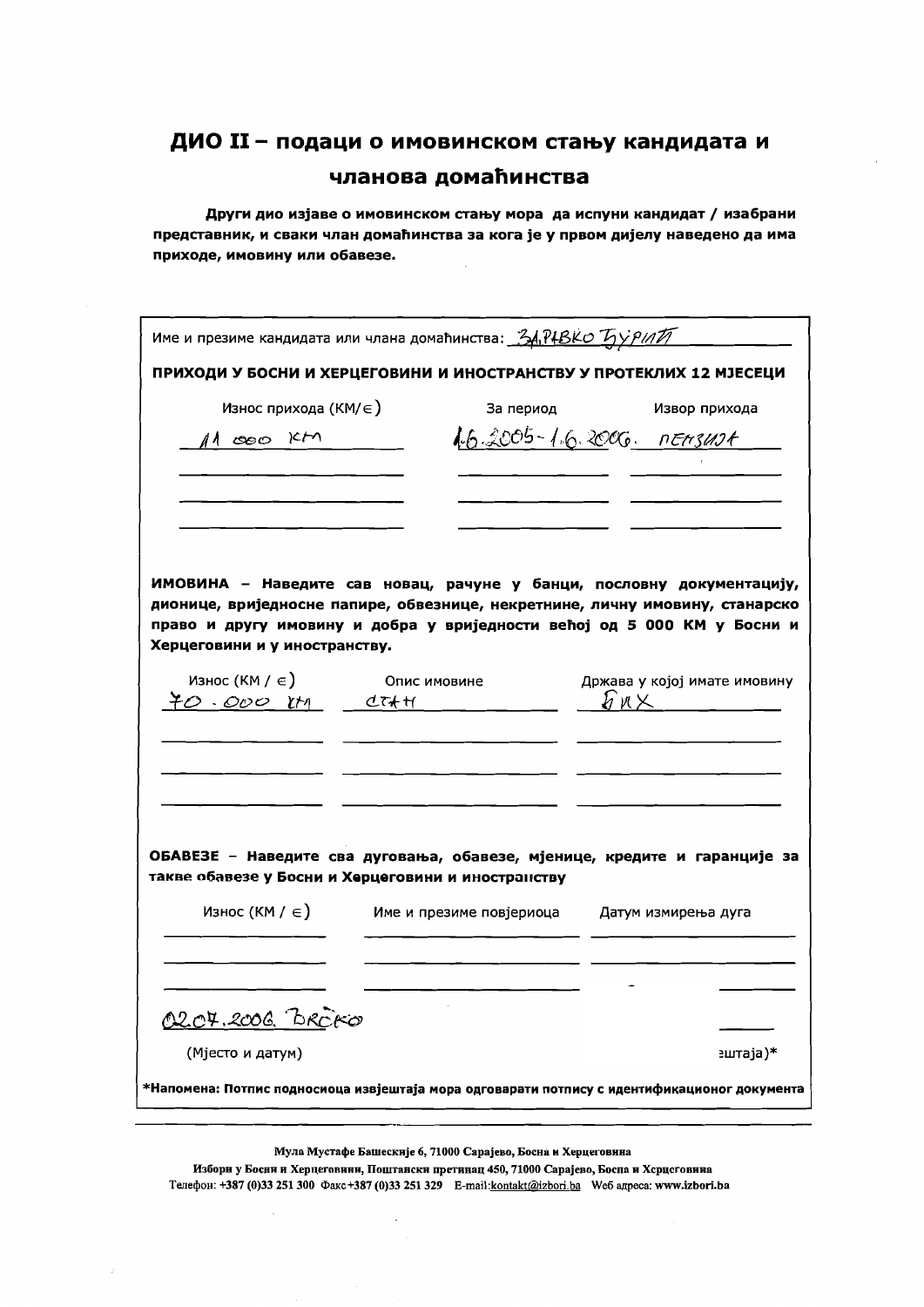## ДИО II – подаци о имовинском стању кандидата и члanova домаћинства

**Други дио изјаве о имовинском стању мора да испуни кандидат / изабрани представник, и сваки члан домаћинства за кога је у првом дијелу наведено да има приходе, имовину или обавезе.**

Име и презиме кандидата или члана домаћинства: ЗДРАВКО ЂУРИЋ

**ПРИХОДИ У БОСНИ И ХЕРЦЕГОВИНИ И ИНОСТРАНСТВУ У ПРОТЕКЛИХ 12 МЈЕСЕЦИ**

| Износ прихода (КМ/€) | За период | Извор прихода |
| --- | --- | --- |
| 11 000 КМ | 1.6.2005-1.6.2006. | ПЕНЗИЈА |
| | | |
| | | |
| | | |

**ИМОВИНА – Наведите сав новац, рачуне у банци, пословну документацију, дионице, вриједносне папире, обвезнице, некретнине, личну имовину, станарско право и другу имовину и добра у вриједности већој од 5 000 КМ у Босни и Херцеговини и у иностранству.**

| Износ (КМ / €) | Опис имовине | Држава у којој имате имовину |
| --- | --- | --- |
| 70.000 КМ | СТАН | БИХ |
| | | |
| | | |
| | | |

**ОБАВЕЗЕ – Наведите сва дуговања, обавезе, мјенице, кредите и гаранције за такве обавезе у Босни и Херцеговини и иностранству**

| Износ (КМ / €) | Име и презиме повјериоца | Датум измирења дуга |
| --- | --- | --- |
| | | |
| | | |
| | | |

02.07.2006. BRČKO

(Мјесто и датум) ештаја)*

***Напомена: Потпис подносиоца извјештаја мора одговарати потпису с идентификационог документа**

Мула Мустафе Башескије 6, 71000 Сарајево, Босна и Херцеговина
Избори у Босни и Херцеговини, Поштански претинац 450, 71000 Сарајево, Босна и Херцеговина
Телефон: +387 (0)33 251 300 Факс +387 (0)33 251 329 E-mail: kontakt@izbori.ba Веб адреса: www.izbori.ba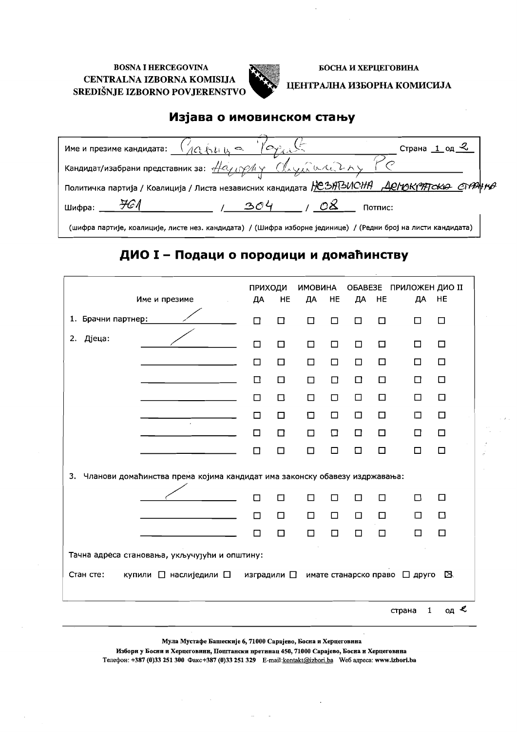BOSNA I HERCEGOVINA
CENTRALNA IZBORNA KOMISIJA
SREDIŠNJE IZBORNO POVJERENSTVO

БОСНА И ХЕРЦЕГОВИНА
ЦЕНТРАЛНА ИЗБОРНА КОМИСИЈА

# Изјава о имовинском стању

Име и презиме кандидата: Славица Рогић — Страна 1 од 2

Кандидат/изабрани представник за: Народну скупштину РС

Политичка партија / Коалиција / Листа независних кандидата НЕЗАВИСНА ДЕМОКРАТСКА СТРАНКА

Шифра: 761 / 304 / 08 — Потпис:

(шифра партије, коалиције, листе нез. кандидата) / (Шифра изборне јединице) / (Редни број на листи кандидата)

## ДИО I – Подаци о породици и домаћинству

| Име и презиме | ПРИХОДИ ДА | ПРИХОДИ НЕ | ИМОВИНА ДА | ИМОВИНА НЕ | ОБАВЕЗЕ ДА | ОБАВЕЗЕ НЕ | ПРИЛОЖЕН ДИО II ДА | ПРИЛОЖЕН ДИО II НЕ |
|---|---|---|---|---|---|---|---|---|
| 1. Брачни партнер: / | ☐ | ☐ | ☐ | ☐ | ☐ | ☐ | ☐ | ☐ |
| 2. Дјеца: / | ☐ | ☐ | ☐ | ☐ | ☐ | ☐ | ☐ | ☐ |
| | ☐ | ☐ | ☐ | ☐ | ☐ | ☐ | ☐ | ☐ |
| | ☐ | ☐ | ☐ | ☐ | ☐ | ☐ | ☐ | ☐ |
| | ☐ | ☐ | ☐ | ☐ | ☐ | ☐ | ☐ | ☐ |
| | ☐ | ☐ | ☐ | ☐ | ☐ | ☐ | ☐ | ☐ |
| | ☐ | ☐ | ☐ | ☐ | ☐ | ☐ | ☐ | ☐ |
| | ☐ | ☐ | ☐ | ☐ | ☐ | ☐ | ☐ | ☐ |
| 3. Чланови домаћинства према којима кандидат има законску обавезу издржавања: | | | | | | | | |
| / | ☐ | ☐ | ☐ | ☐ | ☐ | ☐ | ☐ | ☐ |
| | ☐ | ☐ | ☐ | ☐ | ☐ | ☐ | ☐ | ☐ |
| | ☐ | ☐ | ☐ | ☐ | ☐ | ☐ | ☐ | ☐ |

Тачна адреса становања, укључујући и општину:

Стан сте: купили ☐ наслиједили ☐ изградили ☐ имате станарско право ☐ друго ☒

Мула Мустафе Башескије 6, 71000 Сарајево, Босна и Херцеговина
Избори у Босни и Херцеговини, Поштански претинац 450, 71000 Сарајево, Босна и Херцеговина
Телефон: +387 (0)33 251 300 Факс+387 (0)33 251 329 E-mail:kontakt@izbori.ba Web адреса: www.izbori.ba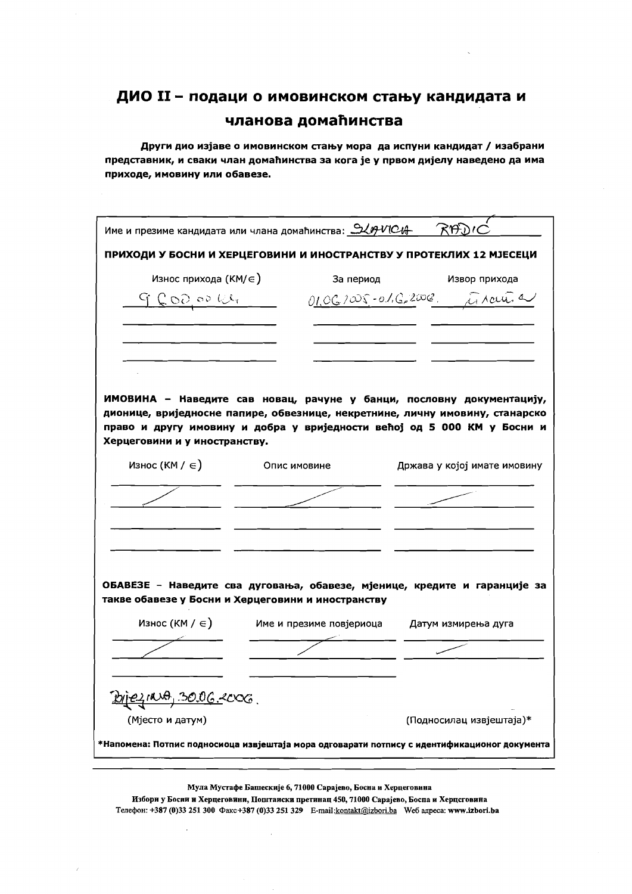# ДИО II – подаци о имовинском стању кандидата и чланова домаћинства

**Други дио изјаве о имовинском стању мора да испуни кандидат / изабрани представник, и сваки члан домаћинства за кога је у првом дијелу наведено да има приходе, имовину или обавезе.**

Име и презиме кандидата или члана домаћинства: SLAVICA RADIĆ

**ПРИХОДИ У БОСНИ И ХЕРЦЕГОВИНИ И ИНОСТРАНСТВУ У ПРОТЕКЛИХ 12 МЈЕСЕЦИ**

| Износ прихода (КМ/€) | За период | Извор прихода |
| --- | --- | --- |
| 9.600,00 КМ | 01.06.2005.-01.6.2006. | плата |
| | | |
| | | |
| | | |

**ИМОВИНА – Наведите сав новац, рачуне у банци, пословну документацију, дионице, вриједносне папире, обвезнице, некретнине, личну имовину, станарско право и другу имовину и добра у вриједности већој од 5 000 КМ у Босни и Херцеговини и у иностранству.**

| Износ (КМ / €) | Опис имовине | Држава у којој имате имовину |
| --- | --- | --- |
| / | / | / |
| | | |
| | | |
| | | |

**ОБАВЕЗЕ – Наведите сва дуговања, обавезе, мјенице, кредите и гаранције за такве обавезе у Босни и Херцеговини и иностранству**

| Износ (КМ / €) | Име и презиме повјериоца | Датум измирења дуга |
| --- | --- | --- |
| / | / | / |
| | | |
| | | |

Бијељина, 30.06.2006.

(Мјесто и датум) (Подносилац извјештаја)*

***Напомена: Потпис подносиоца извјештаја мора одговарати потпису с идентификационог документа**

Мула Мустафе Башескије 6, 71000 Сарајево, Босна и Херцеговина
Избори у Босни и Херцеговини, Поштански претинац 450, 71000 Сарајево, Босна и Херцеговина
Телефон: +387 (0)33 251 300 Факс+387 (0)33 251 329 E-mail:kontakt@izbori.ba Веб адреса: www.izbori.ba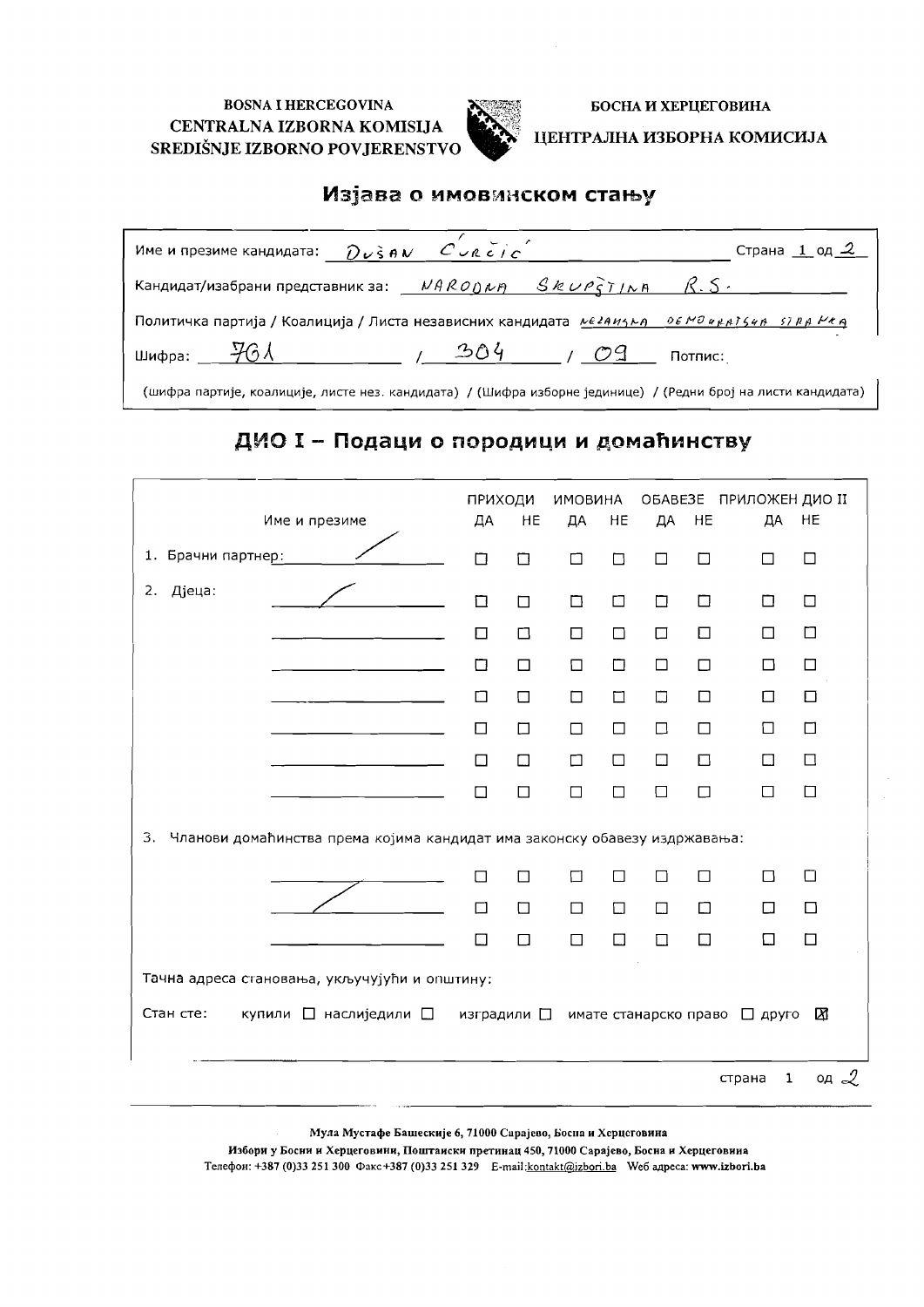BOSNA I HERCEGOVINA
CENTRALNA IZBORNA KOMISIJA
SREDIŠNJE IZBORNO POVJERENSTVO

БОСНА И ХЕРЦЕГОВИНА
ЦЕНТРАЛНА ИЗБОРНА КОМИСИЈА

# Изјава о имовинском стању

Име и презиме кандидата: Dušan Ćurčić — Страна 1 од 2

Кандидат/изабрани представник за: NARODNA SKUPŠTINA R.S.

Политичка партија / Коалиција / Листа независних кандидата: NEZAVISNA DEMOKRATSKA STRANKA

Шифра: 761 / 304 / 09 Потпис:

(шифра партије, коалиције, листе нез. кандидата) / (Шифра изборне јединице) / (Редни број на листи кандидата)

## ДИО I – Подаци о породици и домаћинству

| Име и презиме | ПРИХОДИ ДА | ПРИХОДИ НЕ | ИМОВИНА ДА | ИМОВИНА НЕ | ОБАВЕЗЕ ДА | ОБАВЕЗЕ НЕ | ПРИЛОЖЕН ДИО II ДА | ПРИЛОЖЕН ДИО II НЕ |
|---|---|---|---|---|---|---|---|---|
| 1. Брачни партнер: / | ☐ | ☐ | ☐ | ☐ | ☐ | ☐ | ☐ | ☐ |
| 2. Дјеца: / | ☐ | ☐ | ☐ | ☐ | ☐ | ☐ | ☐ | ☐ |
| | ☐ | ☐ | ☐ | ☐ | ☐ | ☐ | ☐ | ☐ |
| | ☐ | ☐ | ☐ | ☐ | ☐ | ☐ | ☐ | ☐ |
| | ☐ | ☐ | ☐ | ☐ | ☐ | ☐ | ☐ | ☐ |
| | ☐ | ☐ | ☐ | ☐ | ☐ | ☐ | ☐ | ☐ |
| | ☐ | ☐ | ☐ | ☐ | ☐ | ☐ | ☐ | ☐ |
| | ☐ | ☐ | ☐ | ☐ | ☐ | ☐ | ☐ | ☐ |
| 3. Чланови домаћинства према којима кандидат има законску обавезу издржавања: | | | | | | | | |
| / | ☐ | ☐ | ☐ | ☐ | ☐ | ☐ | ☐ | ☐ |
| | ☐ | ☐ | ☐ | ☐ | ☐ | ☐ | ☐ | ☐ |
| | ☐ | ☐ | ☐ | ☐ | ☐ | ☐ | ☐ | ☐ |

Тачна адреса становања, укључујући и општину:

Стан сте: купили ☐ наслиједили ☐ изградили ☐ имате станарско право ☐ друго ☒

Мула Мустафе Башескије 6, 71000 Сарајево, Босна и Херцеговина
Избори у Босни и Херцеговини, Поштански претинац 450, 71000 Сарајево, Босна и Херцеговина
Телефон: +387 (0)33 251 300 Факс+387 (0)33 251 329 E-mail:kontakt@izbori.ba Web адреса: www.izbori.ba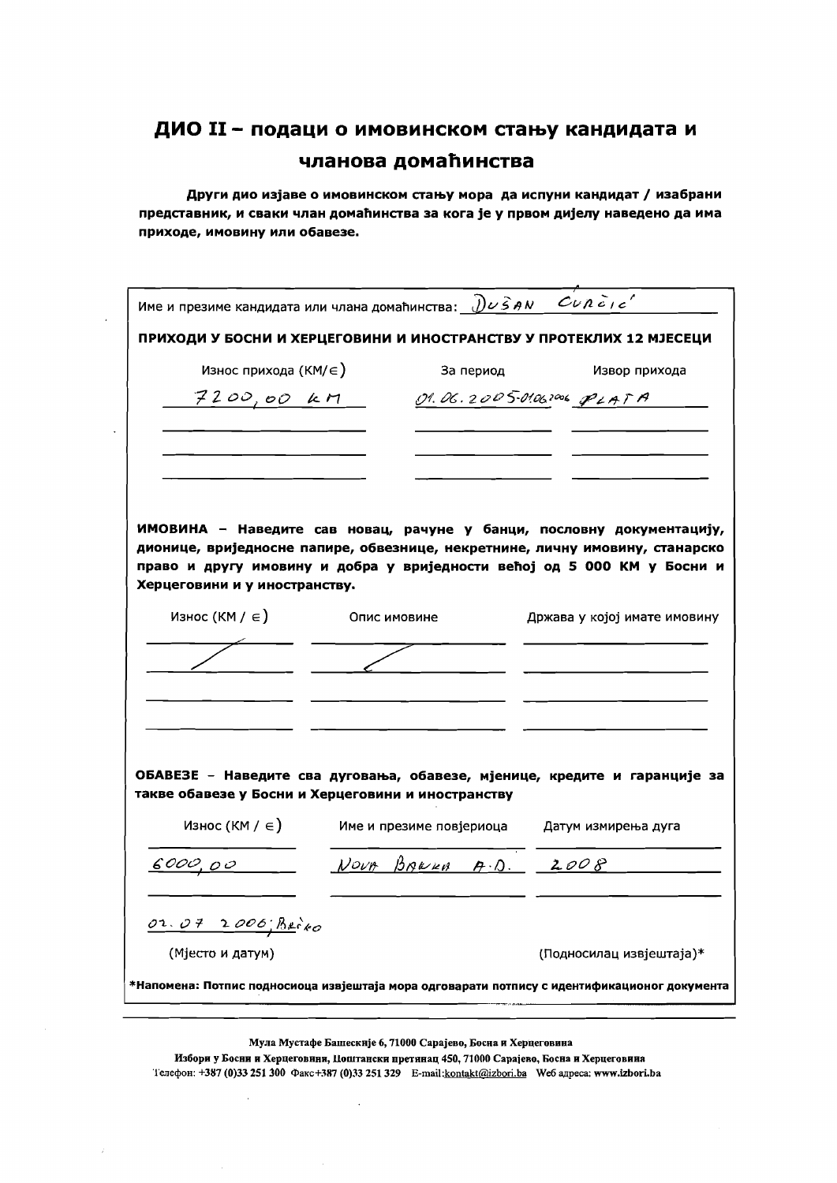# ДИО II – подаци о имовинском стању кандидата и чланова домаћинства

**Други дио изјаве о имовинском стању мора да испуни кандидат / изабрани представник, и сваки члан домаћинства за кога је у првом дијелу наведено да има приходе, имовину или обавезе.**

Име и презиме кандидата или члана домаћинства: DUŠAN ĆURČIĆ

**ПРИХОДИ У БОСНИ И ХЕРЦЕГОВИНИ И ИНОСТРАНСТВУ У ПРОТЕКЛИХ 12 МЈЕСЕЦИ**

| Износ прихода (КМ/€) | За период | Извор прихода |
|---|---|---|
| 7200,00 KM | 01.06.2005-01.06.2006 | PLATA |
| | | |
| | | |
| | | |

**ИМОВИНА – Наведите сав новац, рачуне у банци, пословну документацију, дионице, вриједносне папире, обвезнице, некретнине, личну имовину, станарско право и другу имовину и добра у вриједности већој од 5 000 КМ у Босни и Херцеговини и у иностранству.**

| Износ (КМ / €) | Опис имовине | Држава у којој имате имовину |
|---|---|---|
| / | / | |
| | | |
| | | |
| | | |

**ОБАВЕЗЕ – Наведите сва дуговања, обавезе, мјенице, кредите и гаранције за такве обавезе у Босни и Херцеговини и иностранству**

| Износ (КМ / €) | Име и презиме повјериоца | Датум измирења дуга |
|---|---|---|
| 6000,00 | NOVA BANKA A.D. | 2008 |
| | | |

02.07 2006; Brčko

(Мјесто и датум) (Подносилац извјештаја)*

**\*Напомена: Потпис подносиоца извјештаја мора одговарати потпису с идентификационог документа**

Мула Мустафе Башескије 6, 71000 Сарајево, Босна и Херцеговина
Избори у Босни и Херцеговини, Поштански претинац 450, 71000 Сарајево, Босна и Херцеговина
Телефон: +387 (0)33 251 300 Факс+387 (0)33 251 329 E-mail:kontakt@izbori.ba Веб адреса: www.izbori.ba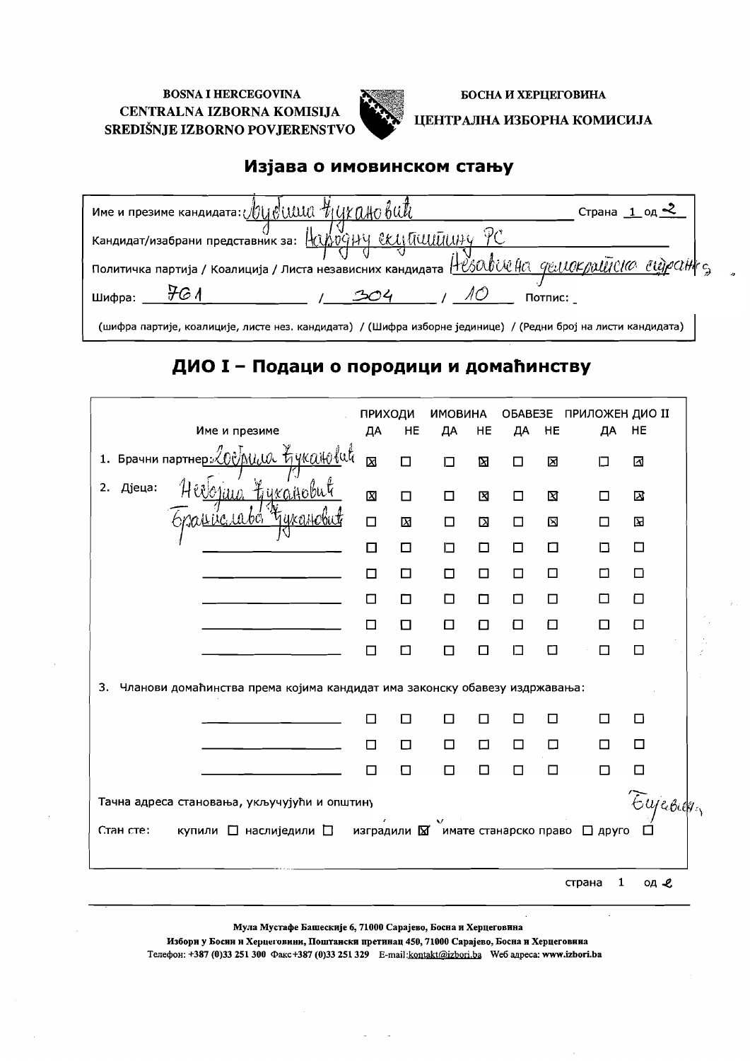BOSNA I HERCEGOVINA
CENTRALNA IZBORNA KOMISIJA
SREDIŠNJE IZBORNO POVJERENSTVO

БОСНА И ХЕРЦЕГОВИНА
ЦЕНТРАЛНА ИЗБОРНА КОМИСИЈА

# Изјава о имовинском стању

Име и презиме кандидата: Љубиша Ћукановић — Страна 1 од 2

Кандидат/изабрани представник за: Народну скупштину РС

Политичка партија / Коалиција / Листа независних кандидата: Независна демократска странка

Шифра: 761 / 304 / 10 Потпис:

(шифра партије, коалиције, листе нез. кандидата) / (Шифра изборне јединице) / (Редни број на листи кандидата)

## ДИО I – Подаци о породици и домаћинству

| Име и презиме | ПРИХОДИ ДА | ПРИХОДИ НЕ | ИМОВИНА ДА | ИМОВИНА НЕ | ОБАВЕЗЕ ДА | ОБАВЕЗЕ НЕ | ПРИЛОЖЕН ДИО II ДА | ПРИЛОЖЕН ДИО II НЕ |
|---|---|---|---|---|---|---|---|---|
| 1. Брачни партнер: Зорица Ћукановић | ☒ | ☐ | ☐ | ☒ | ☐ | ☒ | ☐ | ☒ |
| 2. Дјеца: Небојша Ћукановић | ☒ | ☐ | ☐ | ☒ | ☐ | ☒ | ☐ | ☒ |
| Бранислава Ћукановић | ☐ | ☒ | ☐ | ☒ | ☐ | ☒ | ☐ | ☒ |
| | ☐ | ☐ | ☐ | ☐ | ☐ | ☐ | ☐ | ☐ |
| | ☐ | ☐ | ☐ | ☐ | ☐ | ☐ | ☐ | ☐ |
| | ☐ | ☐ | ☐ | ☐ | ☐ | ☐ | ☐ | ☐ |
| | ☐ | ☐ | ☐ | ☐ | ☐ | ☐ | ☐ | ☐ |
| | ☐ | ☐ | ☐ | ☐ | ☐ | ☐ | ☐ | ☐ |
| 3. Чланови домаћинства према којима кандидат има законску обавезу издржавања: | | | | | | | | |
| | ☐ | ☐ | ☐ | ☐ | ☐ | ☐ | ☐ | ☐ |
| | ☐ | ☐ | ☐ | ☐ | ☐ | ☐ | ☐ | ☐ |
| | ☐ | ☐ | ☐ | ☐ | ☐ | ☐ | ☐ | ☐ |

Тачна адреса становања, укључујући и општину: Бијељина

Стан сте: купили ☐ наслиједили ☐ изградили ☒ имате станарско право ☐ друго ☐

Мула Мустафе Башескије 6, 71000 Сарајево, Босна и Херцеговина
Избори у Босни и Херцеговини, Поштански претинац 450, 71000 Сарајево, Босна и Херцеговина
Телефон: +387 (0)33 251 300 Факс +387 (0)33 251 329 E-mail: kontakt@izbori.ba Web адреса: www.izbori.ba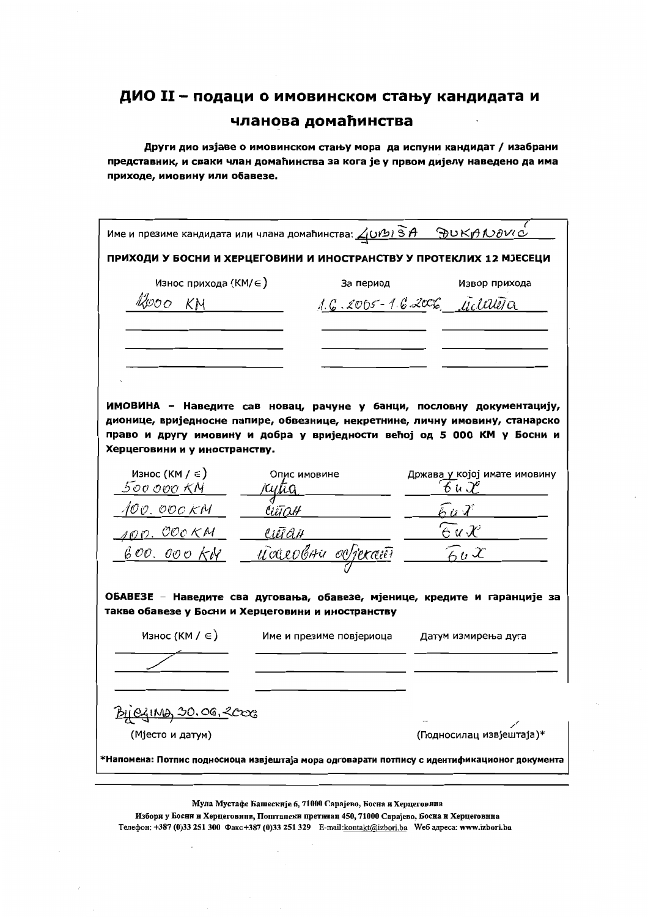# ДИО II – подаци о имовинском стању кандидата и члановa домаћинства

**Други дио изјаве о имовинском стању мора да испуни кандидат / изабрани представник, и сваки члан домаћинства за кога је у првом дијелу наведено да има приходе, имовину или обавезе.**

Име и презиме кандидата или члана домаћинства: ЉУБИША ЂУКАНОВИЋ

**ПРИХОДИ У БОСНИ И ХЕРЦЕГОВИНИ И ИНОСТРАНСТВУ У ПРОТЕКЛИХ 12 МЈЕСЕЦИ**

| Износ прихода (КМ/€) | За период | Извор прихода |
|---|---|---|
| 12000 КМ | 1.6.2005-1.6.2006 | плата |
| | | |
| | | |
| | | |

**ИМОВИНА – Наведите сав новац, рачуне у банци, пословну документацију, дионице, вриједносне папире, обвезнице, некретнине, личну имовину, станарско право и другу имовину и добра у вриједности већој од 5 000 КМ у Босни и Херцеговини и у иностранству.**

| Износ (КМ / €) | Опис имовине | Држава у којој имате имовину |
|---|---|---|
| 500 000 КМ | кућа | БиХ |
| 100. 000 КМ | стан | БиХ |
| 100. 000 КМ | стан | БиХ |
| 600. 000 КМ | пословни објекат | БиХ |

**ОБАВЕЗЕ** – **Наведите сва дуговања, обавезе, мјенице, кредите и гаранције за такве обавезе у Босни и Херцеговини и иностранству**

| Износ (КМ / €) | Име и презиме повјериоца | Датум измирења дуга |
|---|---|---|
| / | | |
| | | |

Бијељина, 30.06.2006

(Мјесто и датум)

(Подносилац извјештаја)*

***Напомена: Потпис подносиоца извјештаја мора одговарати потпису с идентификационог документа**

Мула Мустафе Башескије 6, 71000 Сарајево, Босна и Херцеговина
Избори у Босни и Херцеговини, Поштански претинац 450, 71000 Сарајево, Босна и Херцеговина
Телефон: +387 (0)33 251 300 Факс+387 (0)33 251 329 E-mail:kontakt@izbori.ba Веб адреса: www.izbori.ba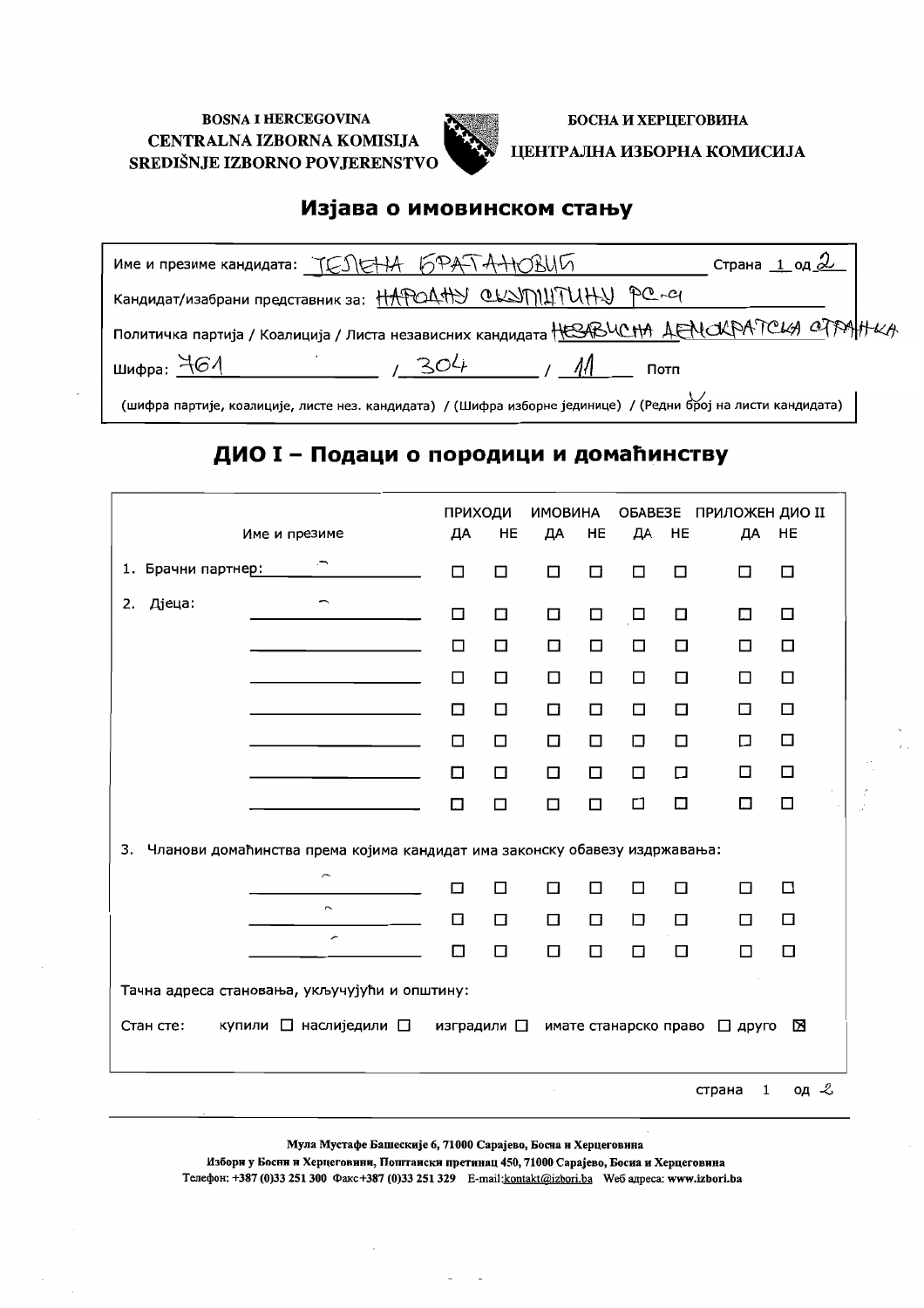BOSNA I HERCEGOVINA
CENTRALNA IZBORNA KOMISIJA
SREDIŠNJE IZBORNO POVJERENSTVO

БОСНА И ХЕРЦЕГОВИНА
ЦЕНТРАЛНА ИЗБОРНА КОМИСИЈА

# Изјава о имовинском стању

Име и презиме кандидата: ЈЕЛЕНА БРАТАНОВИЋ — Страна 1 од 2

Кандидат/изабрани представник за: НАРОДНУ СКУПШТИНУ РС-а

Политичка партија / Коалиција / Листа независних кандидата: НЕЗАВИСНА ДЕМОКРАТСКА СТРАНКА

Шифра: 761 / 304 / 11 Потп

(шифра партије, коалиције, листе нез. кандидата) / (Шифра изборне јединице) / (Редни број на листи кандидата)

## ДИО I – Подаци о породици и домаћинству

| Име и презиме | ПРИХОДИ ДА | ПРИХОДИ НЕ | ИМОВИНА ДА | ИМОВИНА НЕ | ОБАВЕЗЕ ДА | ОБАВЕЗЕ НЕ | ПРИЛОЖЕН ДИО II ДА | ПРИЛОЖЕН ДИО II НЕ |
|---|---|---|---|---|---|---|---|---|
| 1. Брачни партнер: – | ☐ | ☐ | ☐ | ☐ | ☐ | ☐ | ☐ | ☐ |
| 2. Дјеца: – | ☐ | ☐ | ☐ | ☐ | ☐ | ☐ | ☐ | ☐ |
| | ☐ | ☐ | ☐ | ☐ | ☐ | ☐ | ☐ | ☐ |
| | ☐ | ☐ | ☐ | ☐ | ☐ | ☐ | ☐ | ☐ |
| | ☐ | ☐ | ☐ | ☐ | ☐ | ☐ | ☐ | ☐ |
| | ☐ | ☐ | ☐ | ☐ | ☐ | ☐ | ☐ | ☐ |
| | ☐ | ☐ | ☐ | ☐ | ☐ | ☐ | ☐ | ☐ |
| | ☐ | ☐ | ☐ | ☐ | ☐ | ☐ | ☐ | ☐ |

3. Чланови домаћинства према којима кандидат има законску обавезу издржавања:

| Име и презиме | ПРИХОДИ ДА | ПРИХОДИ НЕ | ИМОВИНА ДА | ИМОВИНА НЕ | ОБАВЕЗЕ ДА | ОБАВЕЗЕ НЕ | ПРИЛОЖЕН ДИО II ДА | ПРИЛОЖЕН ДИО II НЕ |
|---|---|---|---|---|---|---|---|---|
| – | ☐ | ☐ | ☐ | ☐ | ☐ | ☐ | ☐ | ☐ |
| – | ☐ | ☐ | ☐ | ☐ | ☐ | ☐ | ☐ | ☐ |
| – | ☐ | ☐ | ☐ | ☐ | ☐ | ☐ | ☐ | ☐ |

Тачна адреса становања, укључујући и општину:

Стан сте: купили ☐ наслиједили ☐ изградили ☐ имате станарско право ☐ друго ☒

Мула Мустафе Башескије 6, 71000 Сарајево, Босна и Херцеговина
Избори у Босни и Херцеговини, Поштански претинац 450, 71000 Сарајево, Босна и Херцеговина
Телефон: +387 (0)33 251 300 Факс +387 (0)33 251 329 E-mail: kontakt@izbori.ba Web адреса: www.izbori.ba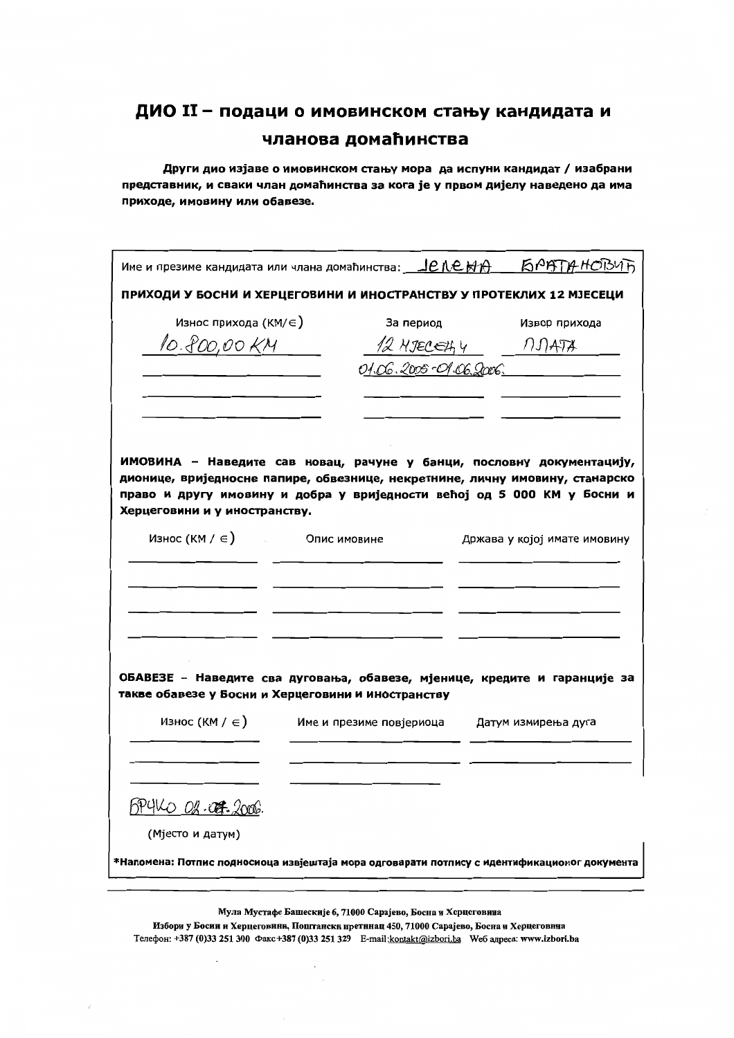# ДИО II – подаци о имовинском стању кандидата и члaнова домаћинства

**Други дио изјаве о имовинском стању мора да испуни кандидат / изабрани представник, и сваки члан домаћинства за кога је у првом дијелу наведено да има приходе, имовину или обавезе.**

Име и презиме кандидата или члана домаћинства: ЈЕЛЕНА БРАТАНОВИЋ

**ПРИХОДИ У БОСНИ И ХЕРЦЕГОВИНИ И ИНОСТРАНСТВУ У ПРОТЕКЛИХ 12 МЈЕСЕЦИ**

| Износ прихода (КМ/€) | За период | Извор прихода |
| --- | --- | --- |
| 10.800,00 КМ | 12 МЈЕСЕЦИ<br>01.06.2005-01.06.2006. | ПЛАТА |
| | | |
| | | |

**ИМОВИНА – Наведите сав новац, рачуне у банци, пословну документацију, дионице, вриједносне папире, обвезнице, некретнине, личну имовину, станарско право и другу имовину и добра у вриједности већој од 5 000 КМ у Босни и Херцеговини и у иностранству.**

| Износ (КМ / €) | Опис имовине | Држава у којој имате имовину |
| --- | --- | --- |
| | | |
| | | |
| | | |
| | | |

**ОБАВЕЗЕ – Наведите сва дуговања, обавезе, мјенице, кредите и гаранције за такве обавезе у Босни и Херцеговини и иностранству**

| Износ (КМ / €) | Име и презиме повјериоца | Датум измирења дуга |
| --- | --- | --- |
| | | |
| | | |

БРЧКО 02.07.2006.

(Мјесто и датум)

*Напомена: Потпис подносиоца извјештаја мора одговарати потпису с идентификационог документа

Мула Мустафе Башескије 6, 71000 Сарајево, Босна и Херцеговина
Избори у Босни и Херцеговини, Поштански претинац 450, 71000 Сарајево, Босна и Херцеговина
Телефон: +387 (0)33 251 300 Факс +387 (0)33 251 329 E-mail: kontakt@izbori.ba Веб адреса: www.izbori.ba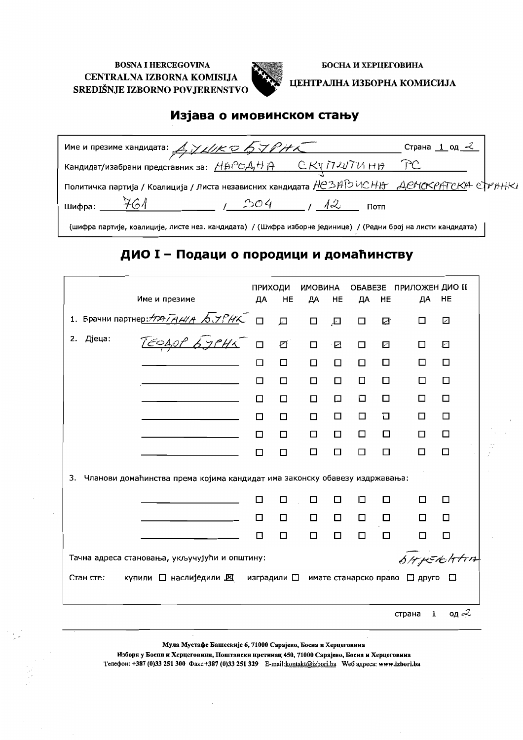BOSNA I HERCEGOVINA
CENTRALNA IZBORNA KOMISIJA
SREDIŠNJE IZBORNO POVJERENSTVO

БОСНА И ХЕРЦЕГОВИНА
ЦЕНТРАЛНА ИЗБОРНА КОМИСИЈА

# Изјава о имовинском стању

Име и презиме кандидата: ДУШКО БУРИК — Страна 1 од 2

Кандидат/изабрани представник за: НАРОДНА СКУПШТИНА РС

Политичка партија / Коалиција / Листа независних кандидата НЕЗАВИСНА ДЕМОКРАТСКА СТРАНКА

Шифра: 761 / 304 / 12 Потп

(шифра партије, коалиције, листе нез. кандидата) / (Шифра изборне јединице) / (Редни број на листи кандидата)

## ДИО I – Подаци о породици и домаћинству

| Име и презиме | ПРИХОДИ ДА | ПРИХОДИ НЕ | ИМОВИНА ДА | ИМОВИНА НЕ | ОБАВЕЗЕ ДА | ОБАВЕЗЕ НЕ | ПРИЛОЖЕН ДИО II ДА | ПРИЛОЖЕН ДИО II НЕ |
|---|---|---|---|---|---|---|---|---|
| 1. Брачни партнер: НАТАША БУРИК | ☐ | ☑ | ☐ | ☑ | ☐ | ☑ | ☐ | ☑ |
| 2. Дјеца: ТЕОДОР БУРИК | ☐ | ☑ | ☐ | ☑ | ☐ | ☑ | ☐ | ☑ |
| | ☐ | ☐ | ☐ | ☐ | ☐ | ☐ | ☐ | ☐ |
| | ☐ | ☐ | ☐ | ☐ | ☐ | ☐ | ☐ | ☐ |
| | ☐ | ☐ | ☐ | ☐ | ☐ | ☐ | ☐ | ☐ |
| | ☐ | ☐ | ☐ | ☐ | ☐ | ☐ | ☐ | ☐ |
| | ☐ | ☐ | ☐ | ☐ | ☐ | ☐ | ☐ | ☐ |
| | ☐ | ☐ | ☐ | ☐ | ☐ | ☐ | ☐ | ☐ |
| 3. Чланови домаћинства према којима кандидат има законску обавезу издржавања: | | | | | | | | |
| | ☐ | ☐ | ☐ | ☐ | ☐ | ☐ | ☐ | ☐ |
| | ☐ | ☐ | ☐ | ☐ | ☐ | ☐ | ☐ | ☐ |
| | ☐ | ☐ | ☐ | ☐ | ☐ | ☐ | ☐ | ☐ |

Тачна адреса становања, укључујући и општину: БИЈЕЉИНА

Стан сте: купили ☐ наслиједили ☒ изградили ☐ имате станарско право ☐ друго ☐

Мула Мустафе Башескије 6, 71000 Сарајево, Босна и Херцеговина
Избори у Босни и Херцеговини, Поштански претинац 450, 71000 Сарајево, Босна и Херцеговина
Телефон: +387 (0)33 251 300 Факс +387 (0)33 251 329 E-mail: kontakt@izbori.ba Веб адреса: www.izbori.ba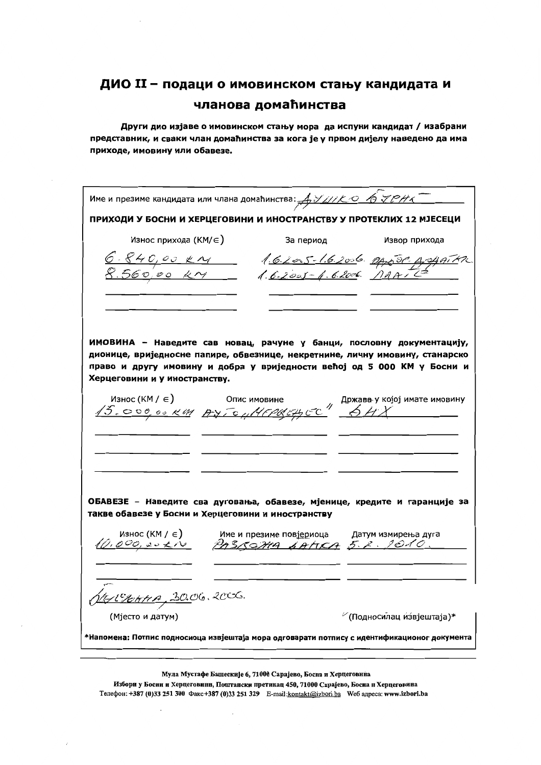# ДИО II – подаци о имовинском стању кандидата и чланова домаћинства

**Други дио изјаве о имовинском стању мора да испуни кандидат / изабрани представник, и сваки члан домаћинства за кога је у првом дијелу наведено да има приходе, имовину или обавезе.**

Име и презиме кандидата или члана домаћинства: ДУШКО БУРАК

**ПРИХОДИ У БОСНИ И ХЕРЦЕГОВИНИ И ИНОСТРАНСТВУ У ПРОТЕКЛИХ 12 МЈЕСЕЦИ**

| Износ прихода (КМ/€) | За период | Извор прихода |
| --- | --- | --- |
| 6.840,00 КМ | 1.6.2005-1.6.2006. | РАД БР. ДОБАТАК |
| 8.560,00 КМ | 1.6.2005-1.6.2006. | ПЛАТЕ |

**ИМОВИНА – Наведите сав новац, рачуне у банци, пословну документацију, дионице, вриједносне папире, обвезнице, некретнине, личну имовину, станарско право и другу имовину и добра у вриједности већој од 5 000 КМ у Босни и Херцеговини и у иностранству.**

| Износ (КМ / €) | Опис имовине | Држава у којој имате имовину |
| --- | --- | --- |
| 15.000,00 КМ | АУТО „МЕРЦЕДЕС" | БИХ |

**ОБАВЕЗЕ – Наведите сва дуговања, обавезе, мјенице, кредите и гаранције за такве обавезе у Босни и Херцеговини и иностранству**

| Износ (КМ / €) | Име и презиме повјериоца | Датум измирења дуга |
| --- | --- | --- |
| 10.000,00 КМ | РАЗВОЈНА БАНКА | 5.2.2010. |

БИЈЕЉИНА, 30.06.2006.

(Мјесто и датум) (Подносилац извјештаја)*

**\*Напомена: Потпис подносиоца извјештаја мора одговарати потпису с идентификационог документа**

Мула Мустафе Башескије 6, 71000 Сарајево, Босна и Херцеговина
Избори у Босни и Херцеговини, Поштански претинац 450, 71000 Сарајево, Босна и Херцеговина
Телефон: +387 (0)33 251 300 Факс+387 (0)33 251 329 E-mail:kontakt@izbori.ba Веб адреса: www.izbori.ba